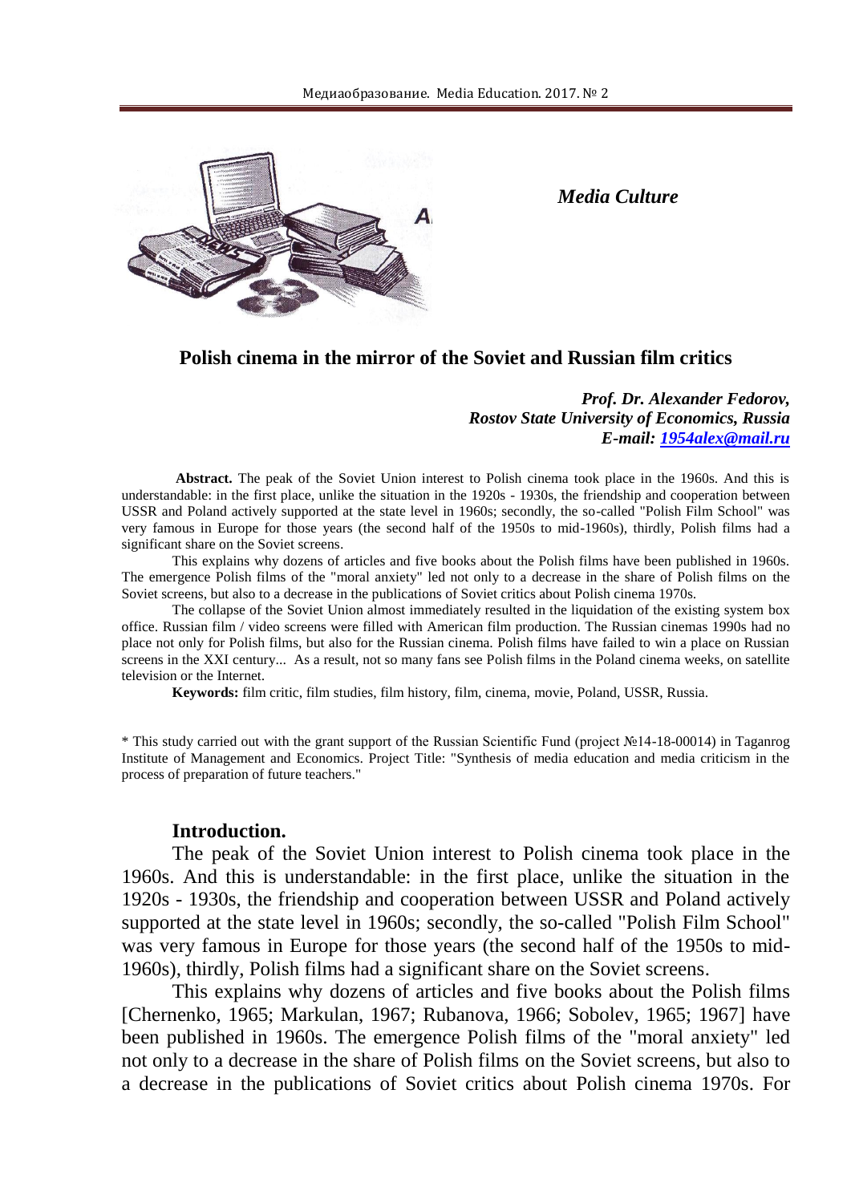*Media Culture*

# Polish cinema in the mirror of the Soviet and Russian film critics

***Prof. Dr. Alexander Fedorov,***
***Rostov State University of Economics, Russia***
***E-mail: 1954alex@mail.ru***

**Abstract.** The peak of the Soviet Union interest to Polish cinema took place in the 1960s. And this is understandable: in the first place, unlike the situation in the 1920s - 1930s, the friendship and cooperation between USSR and Poland actively supported at the state level in 1960s; secondly, the so-called "Polish Film School" was very famous in Europe for those years (the second half of the 1950s to mid-1960s), thirdly, Polish films had a significant share on the Soviet screens.

This explains why dozens of articles and five books about the Polish films have been published in 1960s. The emergence Polish films of the "moral anxiety" led not only to a decrease in the share of Polish films on the Soviet screens, but also to a decrease in the publications of Soviet critics about Polish cinema 1970s.

The collapse of the Soviet Union almost immediately resulted in the liquidation of the existing system box office. Russian film / video screens were filled with American film production. The Russian cinemas 1990s had no place not only for Polish films, but also for the Russian cinema. Polish films have failed to win a place on Russian screens in the XXI century... As a result, not so many fans see Polish films in the Poland cinema weeks, on satellite television or the Internet.

**Keywords:** film critic, film studies, film history, film, cinema, movie, Poland, USSR, Russia.

* This study carried out with the grant support of the Russian Scientific Fund (project №14-18-00014) in Taganrog Institute of Management and Economics. Project Title: "Synthesis of media education and media criticism in the process of preparation of future teachers."

## Introduction.

The peak of the Soviet Union interest to Polish cinema took place in the 1960s. And this is understandable: in the first place, unlike the situation in the 1920s - 1930s, the friendship and cooperation between USSR and Poland actively supported at the state level in 1960s; secondly, the so-called "Polish Film School" was very famous in Europe for those years (the second half of the 1950s to mid-1960s), thirdly, Polish films had a significant share on the Soviet screens.

This explains why dozens of articles and five books about the Polish films [Chernenko, 1965; Markulan, 1967; Rubanova, 1966; Sobolev, 1965; 1967] have been published in 1960s. The emergence Polish films of the "moral anxiety" led not only to a decrease in the share of Polish films on the Soviet screens, but also to a decrease in the publications of Soviet critics about Polish cinema 1970s. For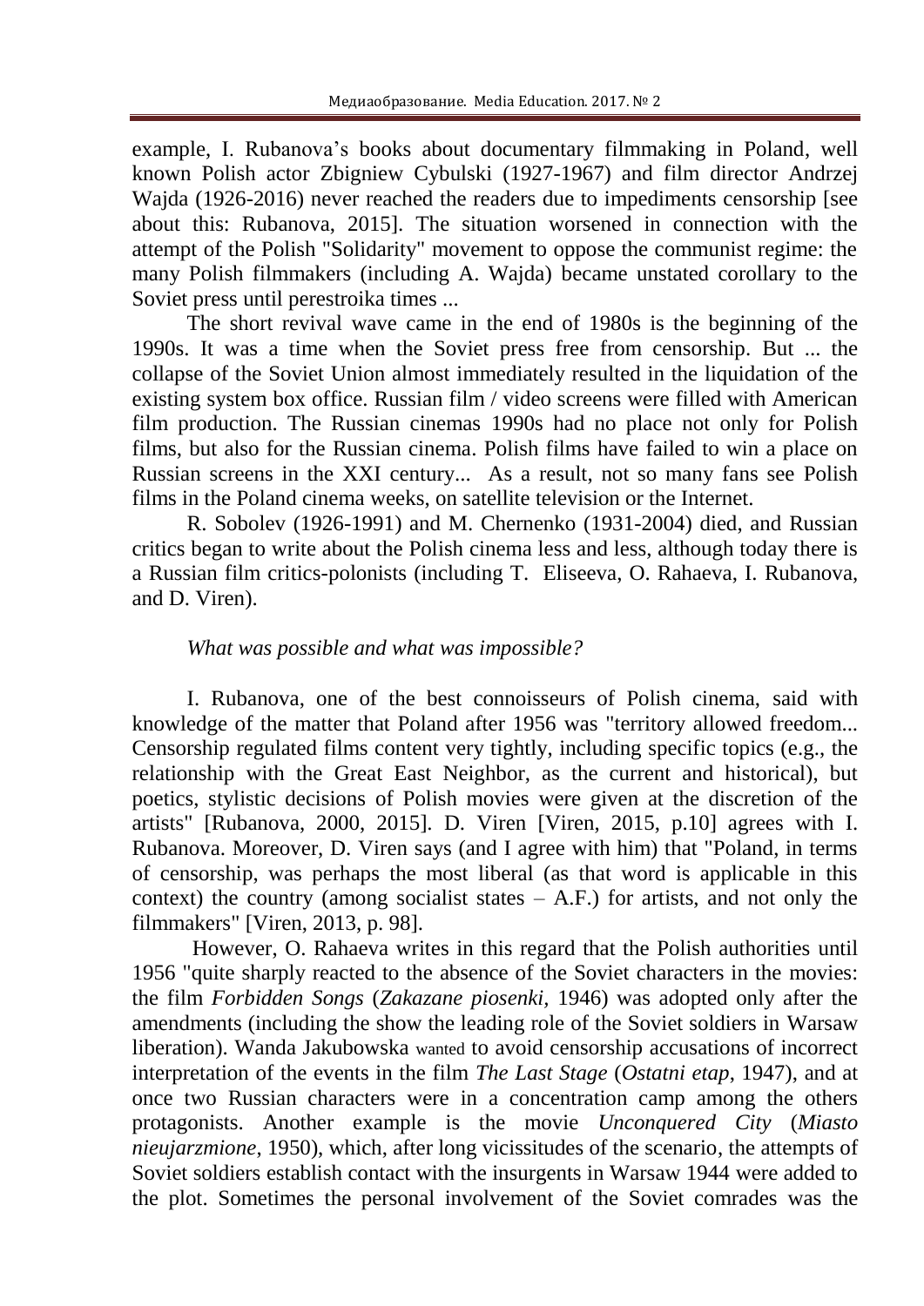example, I. Rubanova's books about documentary filmmaking in Poland, well known Polish actor Zbigniew Cybulski (1927-1967) and film director Andrzej Wajda (1926-2016) never reached the readers due to impediments censorship [see about this: Rubanova, 2015]. The situation worsened in connection with the attempt of the Polish "Solidarity" movement to oppose the communist regime: the many Polish filmmakers (including A. Wajda) became unstated corollary to the Soviet press until perestroika times ...

The short revival wave came in the end of 1980s is the beginning of the 1990s. It was a time when the Soviet press free from censorship. But ... the collapse of the Soviet Union almost immediately resulted in the liquidation of the existing system box office. Russian film / video screens were filled with American film production. The Russian cinemas 1990s had no place not only for Polish films, but also for the Russian cinema. Polish films have failed to win a place on Russian screens in the XXI century... As a result, not so many fans see Polish films in the Poland cinema weeks, on satellite television or the Internet.

R. Sobolev (1926-1991) and M. Chernenko (1931-2004) died, and Russian critics began to write about the Polish cinema less and less, although today there is a Russian film critics-polonists (including T. Eliseeva, O. Rahaeva, I. Rubanova, and D. Viren).

*What was possible and what was impossible?*

I. Rubanova, one of the best connoisseurs of Polish cinema, said with knowledge of the matter that Poland after 1956 was "territory allowed freedom... Censorship regulated films content very tightly, including specific topics (e.g., the relationship with the Great East Neighbor, as the current and historical), but poetics, stylistic decisions of Polish movies were given at the discretion of the artists" [Rubanova, 2000, 2015]. D. Viren [Viren, 2015, p.10] agrees with I. Rubanova. Moreover, D. Viren says (and I agree with him) that "Poland, in terms of censorship, was perhaps the most liberal (as that word is applicable in this context) the country (among socialist states – A.F.) for artists, and not only the filmmakers" [Viren, 2013, p. 98].

However, O. Rahaeva writes in this regard that the Polish authorities until 1956 "quite sharply reacted to the absence of the Soviet characters in the movies: the film *Forbidden Songs* (*Zakazane piosenki*, 1946) was adopted only after the amendments (including the show the leading role of the Soviet soldiers in Warsaw liberation). Wanda Jakubowska wanted to avoid censorship accusations of incorrect interpretation of the events in the film *The Last Stage* (*Ostatni etap*, 1947), and at once two Russian characters were in a concentration camp among the others protagonists. Another example is the movie *Unconquered City* (*Miasto nieujarzmione*, 1950), which, after long vicissitudes of the scenario, the attempts of Soviet soldiers establish contact with the insurgents in Warsaw 1944 were added to the plot. Sometimes the personal involvement of the Soviet comrades was the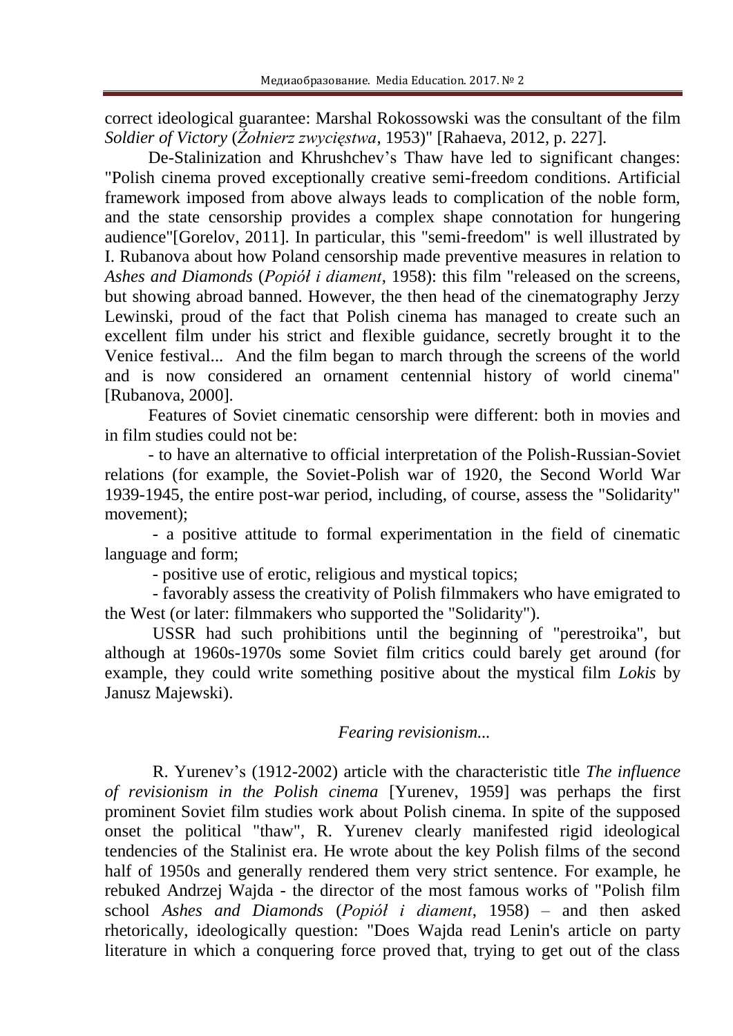correct ideological guarantee: Marshal Rokossowski was the consultant of the film *Soldier of Victory* (*Żołnierz zwycięstwa*, 1953)" [Rahaeva, 2012, p. 227].

De-Stalinization and Khrushchev's Thaw have led to significant changes: "Polish cinema proved exceptionally creative semi-freedom conditions. Artificial framework imposed from above always leads to complication of the noble form, and the state censorship provides a complex shape connotation for hungering audience"[Gorelov, 2011]. In particular, this "semi-freedom" is well illustrated by I. Rubanova about how Poland censorship made preventive measures in relation to *Ashes and Diamonds* (*Popiół i diament*, 1958): this film "released on the screens, but showing abroad banned. However, the then head of the cinematography Jerzy Lewinski, proud of the fact that Polish cinema has managed to create such an excellent film under his strict and flexible guidance, secretly brought it to the Venice festival... And the film began to march through the screens of the world and is now considered an ornament centennial history of world cinema" [Rubanova, 2000].

Features of Soviet cinematic censorship were different: both in movies and in film studies could not be:

- to have an alternative to official interpretation of the Polish-Russian-Soviet relations (for example, the Soviet-Polish war of 1920, the Second World War 1939-1945, the entire post-war period, including, of course, assess the "Solidarity" movement);
- a positive attitude to formal experimentation in the field of cinematic language and form;
- positive use of erotic, religious and mystical topics;
- favorably assess the creativity of Polish filmmakers who have emigrated to the West (or later: filmmakers who supported the "Solidarity").

USSR had such prohibitions until the beginning of "perestroika", but although at 1960s-1970s some Soviet film critics could barely get around (for example, they could write something positive about the mystical film *Lokis* by Janusz Majewski).

### *Fearing revisionism...*

R. Yurenev's (1912-2002) article with the characteristic title *The influence of revisionism in the Polish cinema* [Yurenev, 1959] was perhaps the first prominent Soviet film studies work about Polish cinema. In spite of the supposed onset the political "thaw", R. Yurenev clearly manifested rigid ideological tendencies of the Stalinist era. He wrote about the key Polish films of the second half of 1950s and generally rendered them very strict sentence. For example, he rebuked Andrzej Wajda - the director of the most famous works of "Polish film school *Ashes and Diamonds* (*Popiół i diament*, 1958) – and then asked rhetorically, ideologically question: "Does Wajda read Lenin's article on party literature in which a conquering force proved that, trying to get out of the class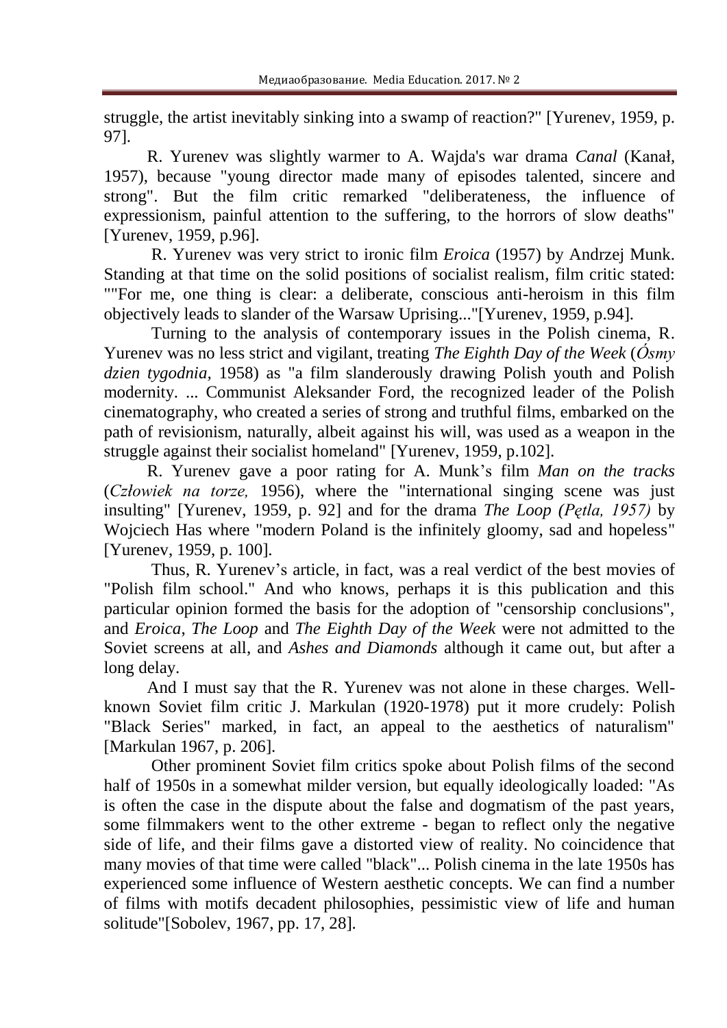struggle, the artist inevitably sinking into a swamp of reaction?" [Yurenev, 1959, p. 97].

R. Yurenev was slightly warmer to A. Wajda's war drama *Canal* (Kanał, 1957), because "young director made many of episodes talented, sincere and strong". But the film critic remarked "deliberateness, the influence of expressionism, painful attention to the suffering, to the horrors of slow deaths" [Yurenev, 1959, p.96].

R. Yurenev was very strict to ironic film *Eroica* (1957) by Andrzej Munk. Standing at that time on the solid positions of socialist realism, film critic stated: ""For me, one thing is clear: a deliberate, conscious anti-heroism in this film objectively leads to slander of the Warsaw Uprising..."[Yurenev, 1959, p.94].

Turning to the analysis of contemporary issues in the Polish cinema, R. Yurenev was no less strict and vigilant, treating *The Eighth Day of the Week* (*Ósmy dzien tygodnia,* 1958) as "a film slanderously drawing Polish youth and Polish modernity. ... Communist Aleksander Ford, the recognized leader of the Polish cinematography, who created a series of strong and truthful films, embarked on the path of revisionism, naturally, albeit against his will, was used as a weapon in the struggle against their socialist homeland" [Yurenev, 1959, p.102].

R. Yurenev gave a poor rating for A. Munk's film *Man on the tracks* (*Człowiek na torze,* 1956), where the "international singing scene was just insulting" [Yurenev, 1959, p. 92] and for the drama *The Loop (Pętla, 1957)* by Wojciech Has where "modern Poland is the infinitely gloomy, sad and hopeless" [Yurenev, 1959, p. 100].

Thus, R. Yurenev's article, in fact, was a real verdict of the best movies of "Polish film school." And who knows, perhaps it is this publication and this particular opinion formed the basis for the adoption of "censorship conclusions", and *Eroica*, *The Loop* and *The Eighth Day of the Week* were not admitted to the Soviet screens at all, and *Ashes and Diamonds* although it came out, but after a long delay.

And I must say that the R. Yurenev was not alone in these charges. Well-known Soviet film critic J. Markulan (1920-1978) put it more crudely: Polish "Black Series" marked, in fact, an appeal to the aesthetics of naturalism" [Markulan 1967, p. 206].

Other prominent Soviet film critics spoke about Polish films of the second half of 1950s in a somewhat milder version, but equally ideologically loaded: "As is often the case in the dispute about the false and dogmatism of the past years, some filmmakers went to the other extreme - began to reflect only the negative side of life, and their films gave a distorted view of reality. No coincidence that many movies of that time were called "black"... Polish cinema in the late 1950s has experienced some influence of Western aesthetic concepts. We can find a number of films with motifs decadent philosophies, pessimistic view of life and human solitude"[Sobolev, 1967, pp. 17, 28].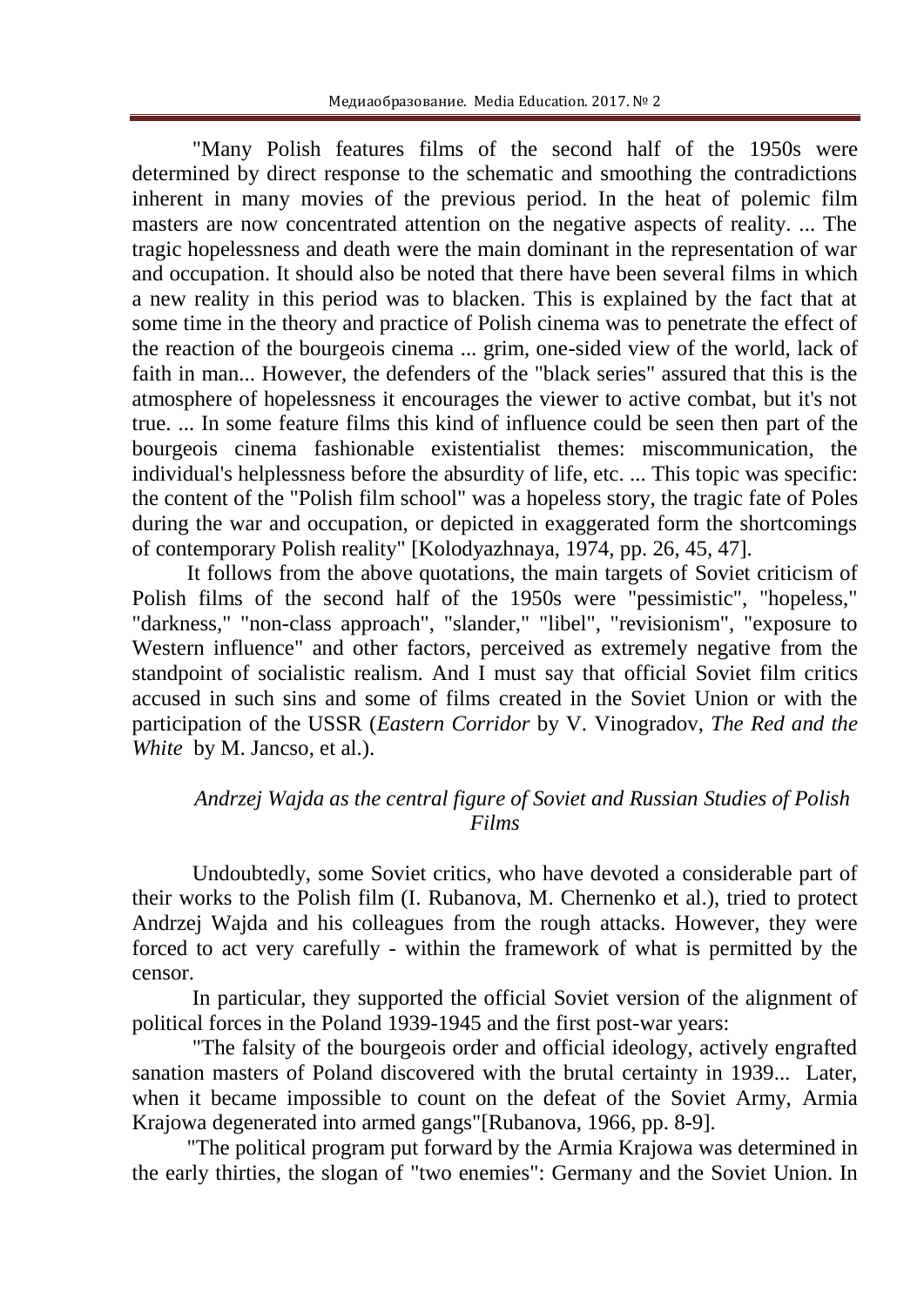"Many Polish features films of the second half of the 1950s were determined by direct response to the schematic and smoothing the contradictions inherent in many movies of the previous period. In the heat of polemic film masters are now concentrated attention on the negative aspects of reality. ... The tragic hopelessness and death were the main dominant in the representation of war and occupation. It should also be noted that there have been several films in which a new reality in this period was to blacken. This is explained by the fact that at some time in the theory and practice of Polish cinema was to penetrate the effect of the reaction of the bourgeois cinema ... grim, one-sided view of the world, lack of faith in man... However, the defenders of the "black series" assured that this is the atmosphere of hopelessness it encourages the viewer to active combat, but it's not true. ... In some feature films this kind of influence could be seen then part of the bourgeois cinema fashionable existentialist themes: miscommunication, the individual's helplessness before the absurdity of life, etc. ... This topic was specific: the content of the "Polish film school" was a hopeless story, the tragic fate of Poles during the war and occupation, or depicted in exaggerated form the shortcomings of contemporary Polish reality" [Kolodyazhnaya, 1974, pp. 26, 45, 47].

It follows from the above quotations, the main targets of Soviet criticism of Polish films of the second half of the 1950s were "pessimistic", "hopeless," "darkness," "non-class approach", "slander," "libel", "revisionism", "exposure to Western influence" and other factors, perceived as extremely negative from the standpoint of socialistic realism. And I must say that official Soviet film critics accused in such sins and some of films created in the Soviet Union or with the participation of the USSR (*Eastern Corridor* by V. Vinogradov, *The Red and the White* by M. Jancso, et al.).

### *Andrzej Wajda as the central figure of Soviet and Russian Studies of Polish Films*

Undoubtedly, some Soviet critics, who have devoted a considerable part of their works to the Polish film (I. Rubanova, M. Chernenko et al.), tried to protect Andrzej Wajda and his colleagues from the rough attacks. However, they were forced to act very carefully - within the framework of what is permitted by the censor.

In particular, they supported the official Soviet version of the alignment of political forces in the Poland 1939-1945 and the first post-war years:

"The falsity of the bourgeois order and official ideology, actively engrafted sanation masters of Poland discovered with the brutal certainty in 1939... Later, when it became impossible to count on the defeat of the Soviet Army, Armia Krajowa degenerated into armed gangs"[Rubanova, 1966, pp. 8-9].

"The political program put forward by the Armia Krajowa was determined in the early thirties, the slogan of "two enemies": Germany and the Soviet Union. In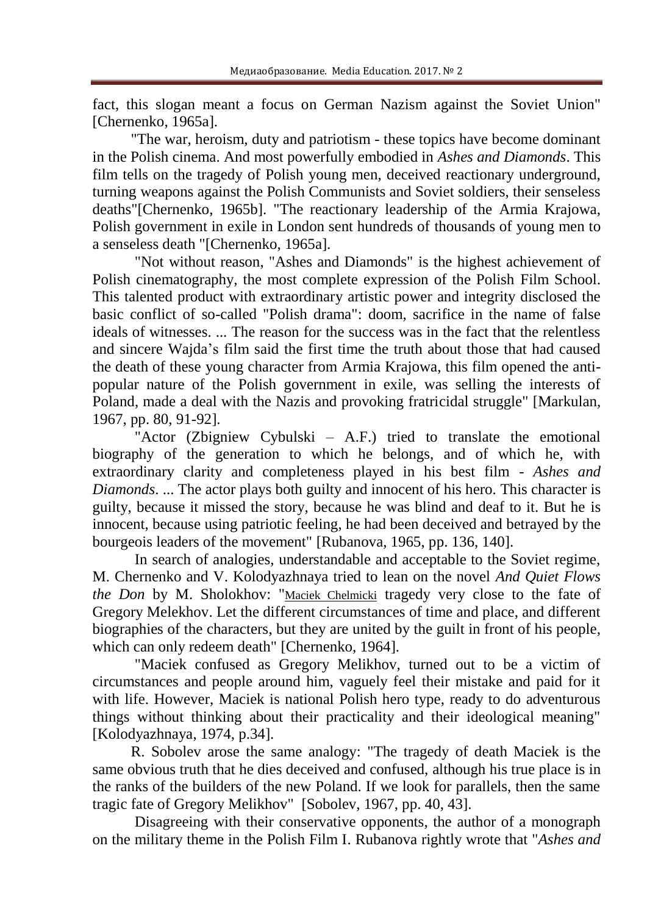fact, this slogan meant a focus on German Nazism against the Soviet Union" [Chernenko, 1965a].

"The war, heroism, duty and patriotism - these topics have become dominant in the Polish cinema. And most powerfully embodied in *Ashes and Diamonds*. This film tells on the tragedy of Polish young men, deceived reactionary underground, turning weapons against the Polish Communists and Soviet soldiers, their senseless deaths"[Chernenko, 1965b]. "The reactionary leadership of the Armia Krajowa, Polish government in exile in London sent hundreds of thousands of young men to a senseless death "[Chernenko, 1965a].

"Not without reason, "Ashes and Diamonds" is the highest achievement of Polish cinematography, the most complete expression of the Polish Film School. This talented product with extraordinary artistic power and integrity disclosed the basic conflict of so-called "Polish drama": doom, sacrifice in the name of false ideals of witnesses. ... The reason for the success was in the fact that the relentless and sincere Wajda's film said the first time the truth about those that had caused the death of these young character from Armia Krajowa, this film opened the anti-popular nature of the Polish government in exile, was selling the interests of Poland, made a deal with the Nazis and provoking fratricidal struggle" [Markulan, 1967, pp. 80, 91-92].

"Actor (Zbigniew Cybulski – A.F.) tried to translate the emotional biography of the generation to which he belongs, and of which he, with extraordinary clarity and completeness played in his best film - *Ashes and Diamonds*. ... The actor plays both guilty and innocent of his hero. This character is guilty, because it missed the story, because he was blind and deaf to it. But he is innocent, because using patriotic feeling, he had been deceived and betrayed by the bourgeois leaders of the movement" [Rubanova, 1965, pp. 136, 140].

In search of analogies, understandable and acceptable to the Soviet regime, M. Chernenko and V. Kolodyazhnaya tried to lean on the novel *And Quiet Flows the Don* by M. Sholokhov: "Maciek Chelmicki tragedy very close to the fate of Gregory Melekhov. Let the different circumstances of time and place, and different biographies of the characters, but they are united by the guilt in front of his people, which can only redeem death" [Chernenko, 1964].

"Maciek confused as Gregory Melikhov, turned out to be a victim of circumstances and people around him, vaguely feel their mistake and paid for it with life. However, Maciek is national Polish hero type, ready to do adventurous things without thinking about their practicality and their ideological meaning" [Kolodyazhnaya, 1974, p.34].

R. Sobolev arose the same analogy: "The tragedy of death Maciek is the same obvious truth that he dies deceived and confused, although his true place is in the ranks of the builders of the new Poland. If we look for parallels, then the same tragic fate of Gregory Melikhov" [Sobolev, 1967, pp. 40, 43].

Disagreeing with their conservative opponents, the author of a monograph on the military theme in the Polish Film I. Rubanova rightly wrote that "*Ashes and*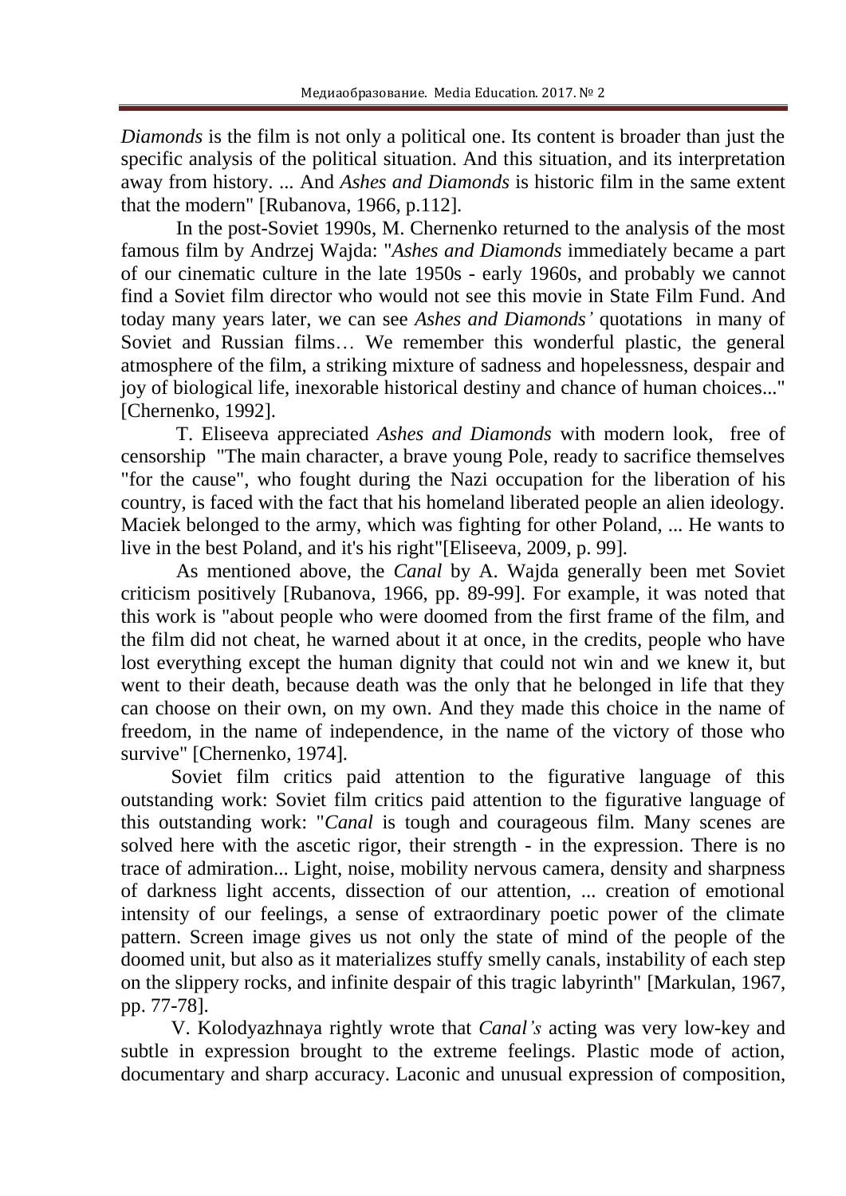*Diamonds* is the film is not only a political one. Its content is broader than just the specific analysis of the political situation. And this situation, and its interpretation away from history. ... And *Ashes and Diamonds* is historic film in the same extent that the modern" [Rubanova, 1966, p.112].

In the post-Soviet 1990s, M. Chernenko returned to the analysis of the most famous film by Andrzej Wajda: "*Ashes and Diamonds* immediately became a part of our cinematic culture in the late 1950s - early 1960s, and probably we cannot find a Soviet film director who would not see this movie in State Film Fund. And today many years later, we can see *Ashes and Diamonds'* quotations in many of Soviet and Russian films… We remember this wonderful plastic, the general atmosphere of the film, a striking mixture of sadness and hopelessness, despair and joy of biological life, inexorable historical destiny and chance of human choices..." [Chernenko, 1992].

T. Eliseeva appreciated *Ashes and Diamonds* with modern look, free of censorship "The main character, a brave young Pole, ready to sacrifice themselves "for the cause", who fought during the Nazi occupation for the liberation of his country, is faced with the fact that his homeland liberated people an alien ideology. Maciek belonged to the army, which was fighting for other Poland, ... He wants to live in the best Poland, and it's his right"[Eliseeva, 2009, p. 99].

As mentioned above, the *Canal* by A. Wajda generally been met Soviet criticism positively [Rubanova, 1966, pp. 89-99]. For example, it was noted that this work is "about people who were doomed from the first frame of the film, and the film did not cheat, he warned about it at once, in the credits, people who have lost everything except the human dignity that could not win and we knew it, but went to their death, because death was the only that he belonged in life that they can choose on their own, on my own. And they made this choice in the name of freedom, in the name of independence, in the name of the victory of those who survive" [Chernenko, 1974].

Soviet film critics paid attention to the figurative language of this outstanding work: Soviet film critics paid attention to the figurative language of this outstanding work: "*Canal* is tough and courageous film. Many scenes are solved here with the ascetic rigor, their strength - in the expression. There is no trace of admiration... Light, noise, mobility nervous camera, density and sharpness of darkness light accents, dissection of our attention, ... creation of emotional intensity of our feelings, a sense of extraordinary poetic power of the climate pattern. Screen image gives us not only the state of mind of the people of the doomed unit, but also as it materializes stuffy smelly canals, instability of each step on the slippery rocks, and infinite despair of this tragic labyrinth" [Markulan, 1967, pp. 77-78].

V. Kolodyazhnaya rightly wrote that *Canal's* acting was very low-key and subtle in expression brought to the extreme feelings. Plastic mode of action, documentary and sharp accuracy. Laconic and unusual expression of composition,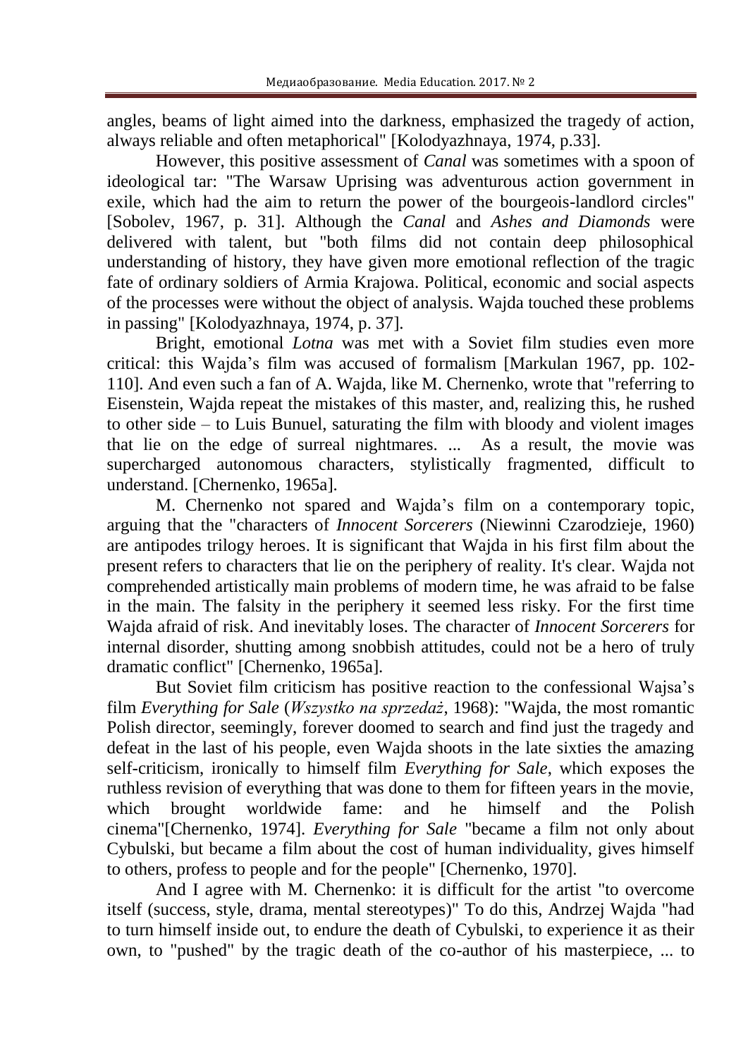angles, beams of light aimed into the darkness, emphasized the tragedy of action, always reliable and often metaphorical" [Kolodyazhnaya, 1974, p.33].

However, this positive assessment of *Canal* was sometimes with a spoon of ideological tar: "The Warsaw Uprising was adventurous action government in exile, which had the aim to return the power of the bourgeois-landlord circles" [Sobolev, 1967, p. 31]. Although the *Canal* and *Ashes and Diamonds* were delivered with talent, but "both films did not contain deep philosophical understanding of history, they have given more emotional reflection of the tragic fate of ordinary soldiers of Armia Krajowa. Political, economic and social aspects of the processes were without the object of analysis. Wajda touched these problems in passing" [Kolodyazhnaya, 1974, p. 37].

Bright, emotional *Lotna* was met with a Soviet film studies even more critical: this Wajda's film was accused of formalism [Markulan 1967, pp. 102-110]. And even such a fan of A. Wajda, like M. Chernenko, wrote that "referring to Eisenstein, Wajda repeat the mistakes of this master, and, realizing this, he rushed to other side – to Luis Bunuel, saturating the film with bloody and violent images that lie on the edge of surreal nightmares. ... As a result, the movie was supercharged autonomous characters, stylistically fragmented, difficult to understand. [Chernenko, 1965a].

M. Chernenko not spared and Wajda's film on a contemporary topic, arguing that the "characters of *Innocent Sorcerers* (Niewinni Czarodzieje, 1960) are antipodes trilogy heroes. It is significant that Wajda in his first film about the present refers to characters that lie on the periphery of reality. It's clear. Wajda not comprehended artistically main problems of modern time, he was afraid to be false in the main. The falsity in the periphery it seemed less risky. For the first time Wajda afraid of risk. And inevitably loses. The character of *Innocent Sorcerers* for internal disorder, shutting among snobbish attitudes, could not be a hero of truly dramatic conflict" [Chernenko, 1965a].

But Soviet film criticism has positive reaction to the confessional Wajsa's film *Everything for Sale* (*Wszystko na sprzedaż*, 1968): "Wajda, the most romantic Polish director, seemingly, forever doomed to search and find just the tragedy and defeat in the last of his people, even Wajda shoots in the late sixties the amazing self-criticism, ironically to himself film *Everything for Sale*, which exposes the ruthless revision of everything that was done to them for fifteen years in the movie, which brought worldwide fame: and he himself and the Polish cinema"[Chernenko, 1974]. *Everything for Sale* "became a film not only about Cybulski, but became a film about the cost of human individuality, gives himself to others, profess to people and for the people" [Chernenko, 1970].

And I agree with M. Chernenko: it is difficult for the artist "to overcome itself (success, style, drama, mental stereotypes)" To do this, Andrzej Wajda "had to turn himself inside out, to endure the death of Cybulski, to experience it as their own, to "pushed" by the tragic death of the co-author of his masterpiece, ... to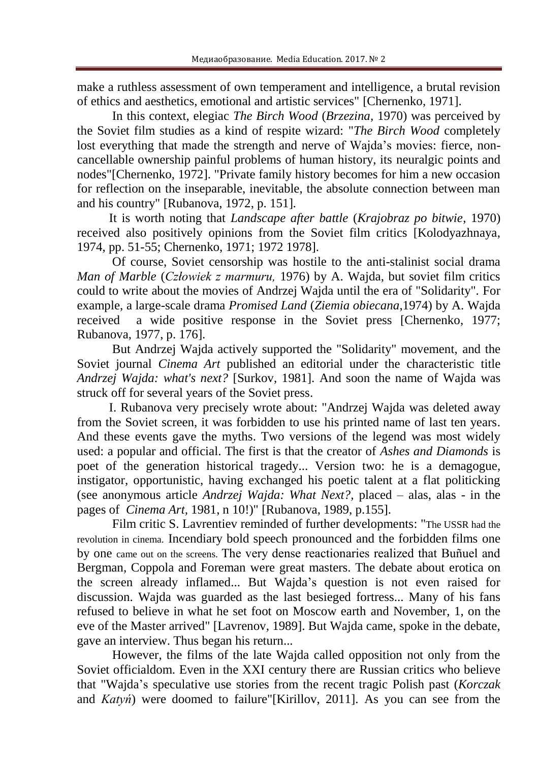make a ruthless assessment of own temperament and intelligence, a brutal revision of ethics and aesthetics, emotional and artistic services" [Chernenko, 1971].

In this context, elegiac *The Birch Wood* (*Brzezina*, 1970) was perceived by the Soviet film studies as a kind of respite wizard: "*The Birch Wood* completely lost everything that made the strength and nerve of Wajda's movies: fierce, non-cancellable ownership painful problems of human history, its neuralgic points and nodes"[Chernenko, 1972]. "Private family history becomes for him a new occasion for reflection on the inseparable, inevitable, the absolute connection between man and his country" [Rubanova, 1972, p. 151].

It is worth noting that *Landscape after battle* (*Krajobraz po bitwie*, 1970) received also positively opinions from the Soviet film critics [Kolodyazhnaya, 1974, pp. 51-55; Chernenko, 1971; 1972 1978].

Of course, Soviet censorship was hostile to the anti-stalinist social drama *Man of Marble* (*Człowiek z marmuru,* 1976) by A. Wajda, but soviet film critics could to write about the movies of Andrzej Wajda until the era of "Solidarity". For example, a large-scale drama *Promised Land* (*Ziemia obiecana*,1974) by A. Wajda received a wide positive response in the Soviet press [Chernenko, 1977; Rubanova, 1977, p. 176].

But Andrzej Wajda actively supported the "Solidarity" movement, and the Soviet journal *Cinema Art* published an editorial under the characteristic title *Andrzej Wajda: what's next?* [Surkov, 1981]. And soon the name of Wajda was struck off for several years of the Soviet press.

I. Rubanova very precisely wrote about: "Andrzej Wajda was deleted away from the Soviet screen, it was forbidden to use his printed name of last ten years. And these events gave the myths. Two versions of the legend was most widely used: a popular and official. The first is that the creator of *Ashes and Diamonds* is poet of the generation historical tragedy... Version two: he is a demagogue, instigator, opportunistic, having exchanged his poetic talent at a flat politicking (see anonymous article *Andrzej Wajda: What Next?,* placed – alas, alas - in the pages of *Cinema Art*, 1981, n 10!)" [Rubanova, 1989, p.155].

Film critic S. Lavrentiev reminded of further developments: "The USSR had the revolution in cinema. Incendiary bold speech pronounced and the forbidden films one by one came out on the screens. The very dense reactionaries realized that Buñuel and Bergman, Coppola and Foreman were great masters. The debate about erotica on the screen already inflamed... But Wajda's question is not even raised for discussion. Wajda was guarded as the last besieged fortress... Many of his fans refused to believe in what he set foot on Moscow earth and November, 1, on the eve of the Master arrived" [Lavrenov, 1989]. But Wajda came, spoke in the debate, gave an interview. Thus began his return...

However, the films of the late Wajda called opposition not only from the Soviet officialdom. Even in the XXI century there are Russian critics who believe that "Wajda's speculative use stories from the recent tragic Polish past (*Korczak* and *Katyń*) were doomed to failure"[Kirillov, 2011]. As you can see from the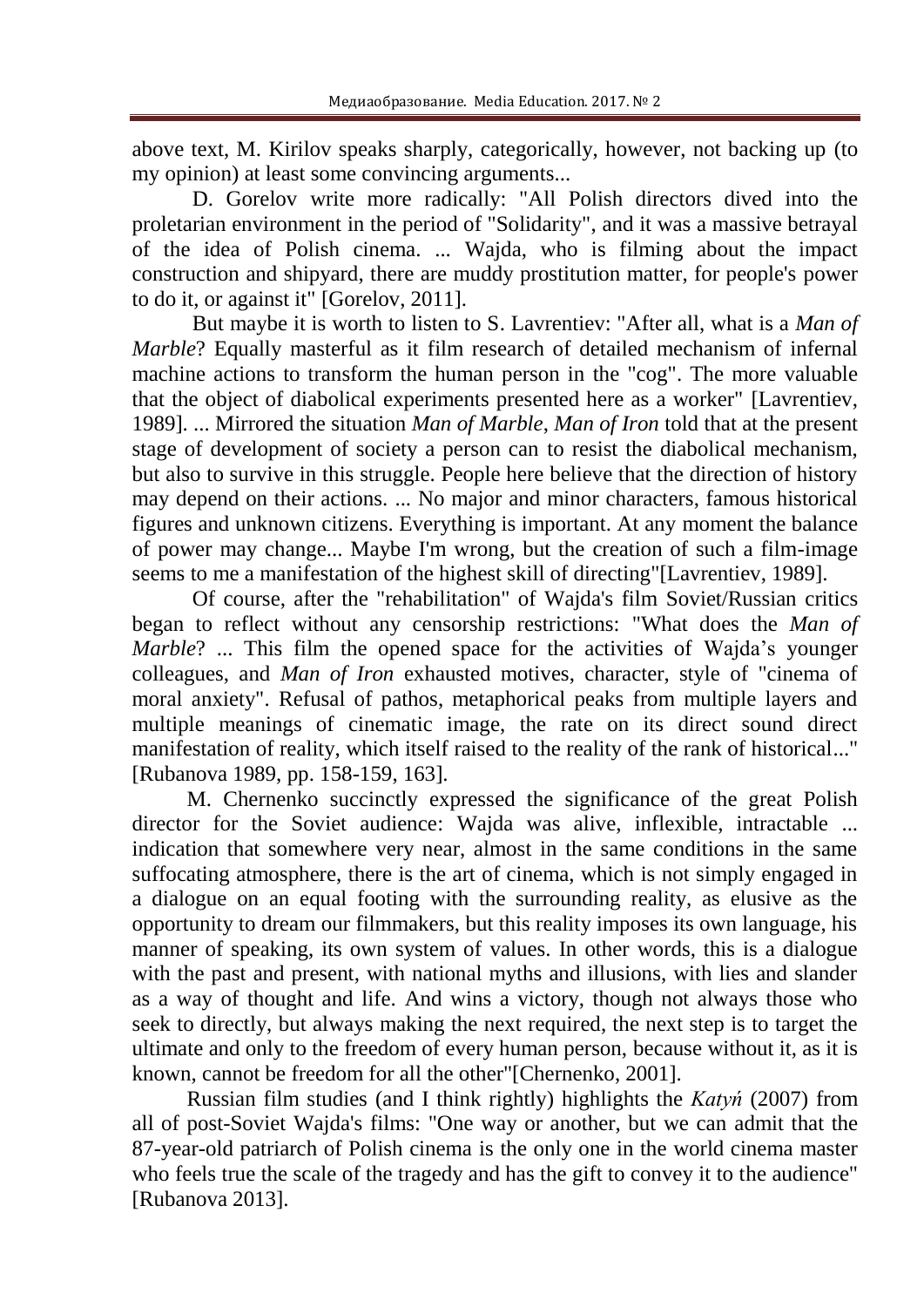above text, M. Kirilov speaks sharply, categorically, however, not backing up (to my opinion) at least some convincing arguments...

D. Gorelov write more radically: "All Polish directors dived into the proletarian environment in the period of "Solidarity", and it was a massive betrayal of the idea of Polish cinema. ... Wajda, who is filming about the impact construction and shipyard, there are muddy prostitution matter, for people's power to do it, or against it" [Gorelov, 2011].

But maybe it is worth to listen to S. Lavrentiev: "After all, what is a *Man of Marble*? Equally masterful as it film research of detailed mechanism of infernal machine actions to transform the human person in the "cog". The more valuable that the object of diabolical experiments presented here as a worker" [Lavrentiev, 1989]. ... Mirrored the situation *Man of Marble*, *Man of Iron* told that at the present stage of development of society a person can to resist the diabolical mechanism, but also to survive in this struggle. People here believe that the direction of history may depend on their actions. ... No major and minor characters, famous historical figures and unknown citizens. Everything is important. At any moment the balance of power may change... Maybe I'm wrong, but the creation of such a film-image seems to me a manifestation of the highest skill of directing"[Lavrentiev, 1989].

Of course, after the "rehabilitation" of Wajda's film Soviet/Russian critics began to reflect without any censorship restrictions: "What does the *Man of Marble*? ... This film the opened space for the activities of Wajda's younger colleagues, and *Man of Iron* exhausted motives, character, style of "cinema of moral anxiety". Refusal of pathos, metaphorical peaks from multiple layers and multiple meanings of cinematic image, the rate on its direct sound direct manifestation of reality, which itself raised to the reality of the rank of historical..." [Rubanova 1989, pp. 158-159, 163].

M. Chernenko succinctly expressed the significance of the great Polish director for the Soviet audience: Wajda was alive, inflexible, intractable ... indication that somewhere very near, almost in the same conditions in the same suffocating atmosphere, there is the art of cinema, which is not simply engaged in a dialogue on an equal footing with the surrounding reality, as elusive as the opportunity to dream our filmmakers, but this reality imposes its own language, his manner of speaking, its own system of values. In other words, this is a dialogue with the past and present, with national myths and illusions, with lies and slander as a way of thought and life. And wins a victory, though not always those who seek to directly, but always making the next required, the next step is to target the ultimate and only to the freedom of every human person, because without it, as it is known, cannot be freedom for all the other"[Chernenko, 2001].

Russian film studies (and I think rightly) highlights the *Katyń* (2007) from all of post-Soviet Wajda's films: "One way or another, but we can admit that the 87-year-old patriarch of Polish cinema is the only one in the world cinema master who feels true the scale of the tragedy and has the gift to convey it to the audience" [Rubanova 2013].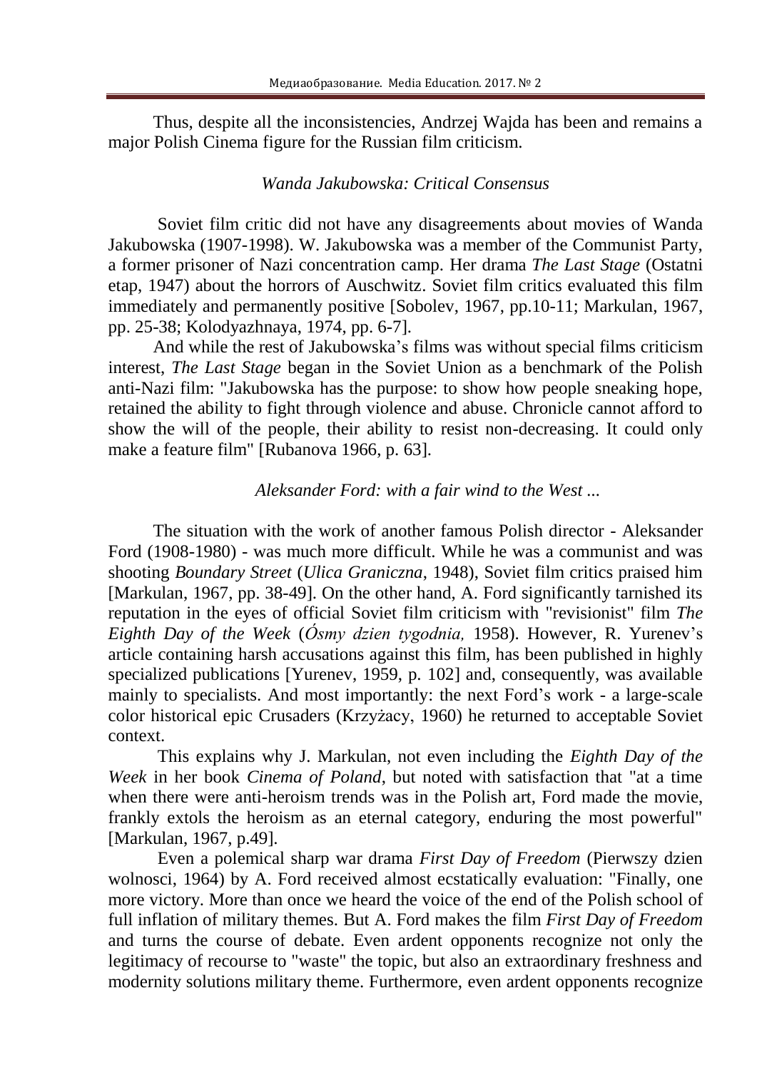Thus, despite all the inconsistencies, Andrzej Wajda has been and remains a major Polish Cinema figure for the Russian film criticism.

### *Wanda Jakubowska: Critical Consensus*

Soviet film critic did not have any disagreements about movies of Wanda Jakubowska (1907-1998). W. Jakubowska was a member of the Communist Party, a former prisoner of Nazi concentration camp. Her drama *The Last Stage* (Ostatni etap, 1947) about the horrors of Auschwitz. Soviet film critics evaluated this film immediately and permanently positive [Sobolev, 1967, pp.10-11; Markulan, 1967, pp. 25-38; Kolodyazhnaya, 1974, pp. 6-7].

And while the rest of Jakubowska's films was without special films criticism interest, *The Last Stage* began in the Soviet Union as a benchmark of the Polish anti-Nazi film: "Jakubowska has the purpose: to show how people sneaking hope, retained the ability to fight through violence and abuse. Chronicle cannot afford to show the will of the people, their ability to resist non-decreasing. It could only make a feature film" [Rubanova 1966, p. 63].

### *Aleksander Ford: with a fair wind to the West ...*

The situation with the work of another famous Polish director - Aleksander Ford (1908-1980) - was much more difficult. While he was a communist and was shooting *Boundary Street* (*Ulica Graniczna*, 1948), Soviet film critics praised him [Markulan, 1967, pp. 38-49]. On the other hand, A. Ford significantly tarnished its reputation in the eyes of official Soviet film criticism with "revisionist" film *The Eighth Day of the Week* (*Ósmy dzien tygodnia,* 1958). However, R. Yurenev's article containing harsh accusations against this film, has been published in highly specialized publications [Yurenev, 1959, p. 102] and, consequently, was available mainly to specialists. And most importantly: the next Ford's work - a large-scale color historical epic Crusaders (Krzyżacy, 1960) he returned to acceptable Soviet context.

This explains why J. Markulan, not even including the *Eighth Day of the Week* in her book *Cinema of Poland*, but noted with satisfaction that "at a time when there were anti-heroism trends was in the Polish art, Ford made the movie, frankly extols the heroism as an eternal category, enduring the most powerful" [Markulan, 1967, p.49].

Even a polemical sharp war drama *First Day of Freedom* (Pierwszy dzien wolnosci, 1964) by A. Ford received almost ecstatically evaluation: "Finally, one more victory. More than once we heard the voice of the end of the Polish school of full inflation of military themes. But A. Ford makes the film *First Day of Freedom* and turns the course of debate. Even ardent opponents recognize not only the legitimacy of recourse to "waste" the topic, but also an extraordinary freshness and modernity solutions military theme. Furthermore, even ardent opponents recognize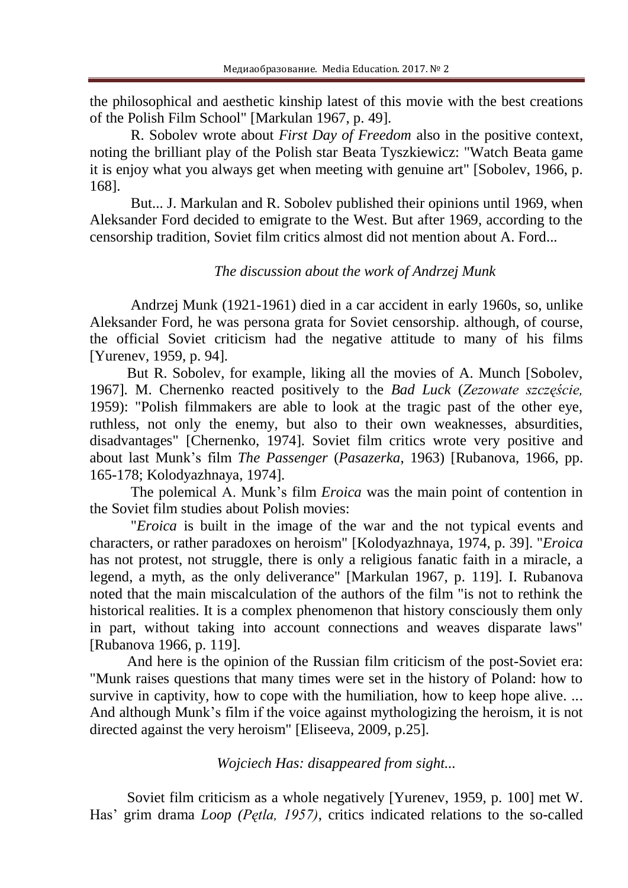the philosophical and aesthetic kinship latest of this movie with the best creations of the Polish Film School" [Markulan 1967, p. 49].

R. Sobolev wrote about *First Day of Freedom* also in the positive context, noting the brilliant play of the Polish star Beata Tyszkiewicz: "Watch Beata game it is enjoy what you always get when meeting with genuine art" [Sobolev, 1966, p. 168].

But... J. Markulan and R. Sobolev published their opinions until 1969, when Aleksander Ford decided to emigrate to the West. But after 1969, according to the censorship tradition, Soviet film critics almost did not mention about A. Ford...

*The discussion about the work of Andrzej Munk*

Andrzej Munk (1921-1961) died in a car accident in early 1960s, so, unlike Aleksander Ford, he was persona grata for Soviet censorship. although, of course, the official Soviet criticism had the negative attitude to many of his films [Yurenev, 1959, p. 94].

But R. Sobolev, for example, liking all the movies of A. Munch [Sobolev, 1967]. M. Chernenko reacted positively to the *Bad Luck* (*Zezowate szczęście,* 1959): "Polish filmmakers are able to look at the tragic past of the other eye, ruthless, not only the enemy, but also to their own weaknesses, absurdities, disadvantages" [Chernenko, 1974]. Soviet film critics wrote very positive and about last Munk's film *The Passenger* (*Pasazerka*, 1963) [Rubanova, 1966, pp. 165-178; Kolodyazhnaya, 1974].

The polemical A. Munk's film *Eroica* was the main point of contention in the Soviet film studies about Polish movies:

"*Eroica* is built in the image of the war and the not typical events and characters, or rather paradoxes on heroism" [Kolodyazhnaya, 1974, p. 39]. "*Eroica* has not protest, not struggle, there is only a religious fanatic faith in a miracle, a legend, a myth, as the only deliverance" [Markulan 1967, p. 119]. I. Rubanova noted that the main miscalculation of the authors of the film "is not to rethink the historical realities. It is a complex phenomenon that history consciously them only in part, without taking into account connections and weaves disparate laws" [Rubanova 1966, p. 119].

And here is the opinion of the Russian film criticism of the post-Soviet era: "Munk raises questions that many times were set in the history of Poland: how to survive in captivity, how to cope with the humiliation, how to keep hope alive. ... And although Munk's film if the voice against mythologizing the heroism, it is not directed against the very heroism" [Eliseeva, 2009, p.25].

*Wojciech Has: disappeared from sight...*

Soviet film criticism as a whole negatively [Yurenev, 1959, p. 100] met W. Has' grim drama *Loop (Pętla, 1957)*, critics indicated relations to the so-called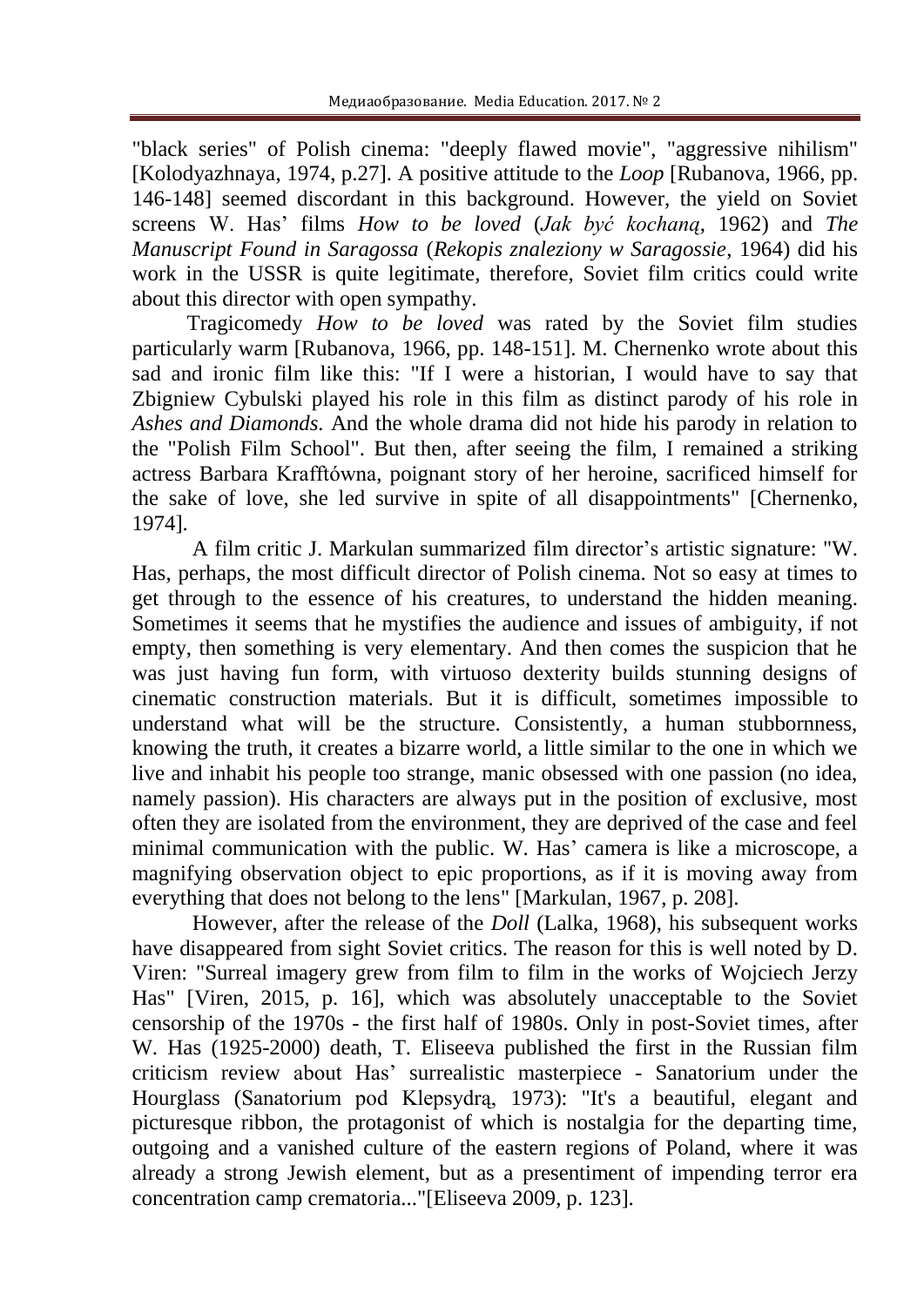"black series" of Polish cinema: "deeply flawed movie", "aggressive nihilism" [Kolodyazhnaya, 1974, p.27]. A positive attitude to the *Loop* [Rubanova, 1966, pp. 146-148] seemed discordant in this background. However, the yield on Soviet screens W. Has' films *How to be loved* (*Jak być kochaną*, 1962) and *The Manuscript Found in Saragossa* (*Rekopis znaleziony w Saragossie*, 1964) did his work in the USSR is quite legitimate, therefore, Soviet film critics could write about this director with open sympathy.

Tragicomedy *How to be loved* was rated by the Soviet film studies particularly warm [Rubanova, 1966, pp. 148-151]. M. Chernenko wrote about this sad and ironic film like this: "If I were a historian, I would have to say that Zbigniew Cybulski played his role in this film as distinct parody of his role in *Ashes and Diamonds.* And the whole drama did not hide his parody in relation to the "Polish Film School". But then, after seeing the film, I remained a striking actress Barbara Krafftówna, poignant story of her heroine, sacrificed himself for the sake of love, she led survive in spite of all disappointments" [Chernenko, 1974].

A film critic J. Markulan summarized film director's artistic signature: "W. Has, perhaps, the most difficult director of Polish cinema. Not so easy at times to get through to the essence of his creatures, to understand the hidden meaning. Sometimes it seems that he mystifies the audience and issues of ambiguity, if not empty, then something is very elementary. And then comes the suspicion that he was just having fun form, with virtuoso dexterity builds stunning designs of cinematic construction materials. But it is difficult, sometimes impossible to understand what will be the structure. Consistently, a human stubbornness, knowing the truth, it creates a bizarre world, a little similar to the one in which we live and inhabit his people too strange, manic obsessed with one passion (no idea, namely passion). His characters are always put in the position of exclusive, most often they are isolated from the environment, they are deprived of the case and feel minimal communication with the public. W. Has' camera is like a microscope, a magnifying observation object to epic proportions, as if it is moving away from everything that does not belong to the lens" [Markulan, 1967, p. 208].

However, after the release of the *Doll* (Lalka, 1968), his subsequent works have disappeared from sight Soviet critics. The reason for this is well noted by D. Viren: "Surreal imagery grew from film to film in the works of Wojciech Jerzy Has" [Viren, 2015, p. 16], which was absolutely unacceptable to the Soviet censorship of the 1970s - the first half of 1980s. Only in post-Soviet times, after W. Has (1925-2000) death, T. Eliseeva published the first in the Russian film criticism review about Has' surrealistic masterpiece - Sanatorium under the Hourglass (Sanatorium pod Klepsydrą, 1973): "It's a beautiful, elegant and picturesque ribbon, the protagonist of which is nostalgia for the departing time, outgoing and a vanished culture of the eastern regions of Poland, where it was already a strong Jewish element, but as a presentiment of impending terror era concentration camp crematoria..."[Eliseeva 2009, p. 123].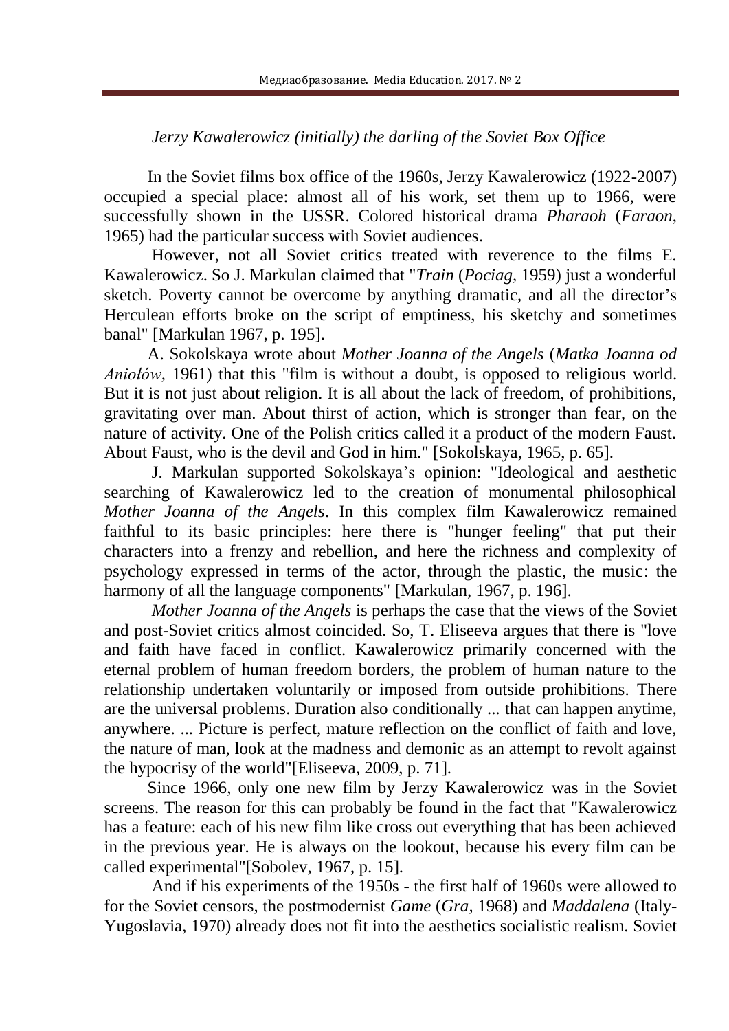*Jerzy Kawalerowicz (initially) the darling of the Soviet Box Office*

In the Soviet films box office of the 1960s, Jerzy Kawalerowicz (1922-2007) occupied a special place: almost all of his work, set them up to 1966, were successfully shown in the USSR. Colored historical drama *Pharaoh* (*Faraon*, 1965) had the particular success with Soviet audiences.

However, not all Soviet critics treated with reverence to the films E. Kawalerowicz. So J. Markulan claimed that "*Train* (*Pociag*, 1959) just a wonderful sketch. Poverty cannot be overcome by anything dramatic, and all the director's Herculean efforts broke on the script of emptiness, his sketchy and sometimes banal" [Markulan 1967, p. 195].

A. Sokolskaya wrote about *Mother Joanna of the Angels* (*Matka Joanna od Aniołów*, 1961) that this "film is without a doubt, is opposed to religious world. But it is not just about religion. It is all about the lack of freedom, of prohibitions, gravitating over man. About thirst of action, which is stronger than fear, on the nature of activity. One of the Polish critics called it a product of the modern Faust. About Faust, who is the devil and God in him." [Sokolskaya, 1965, p. 65].

J. Markulan supported Sokolskaya's opinion: "Ideological and aesthetic searching of Kawalerowicz led to the creation of monumental philosophical *Mother Joanna of the Angels*. In this complex film Kawalerowicz remained faithful to its basic principles: here there is "hunger feeling" that put their characters into a frenzy and rebellion, and here the richness and complexity of psychology expressed in terms of the actor, through the plastic, the music: the harmony of all the language components" [Markulan, 1967, p. 196].

*Mother Joanna of the Angels* is perhaps the case that the views of the Soviet and post-Soviet critics almost coincided. So, T. Eliseeva argues that there is "love and faith have faced in conflict. Kawalerowicz primarily concerned with the eternal problem of human freedom borders, the problem of human nature to the relationship undertaken voluntarily or imposed from outside prohibitions. There are the universal problems. Duration also conditionally ... that can happen anytime, anywhere. ... Picture is perfect, mature reflection on the conflict of faith and love, the nature of man, look at the madness and demonic as an attempt to revolt against the hypocrisy of the world"[Eliseeva, 2009, p. 71].

Since 1966, only one new film by Jerzy Kawalerowicz was in the Soviet screens. The reason for this can probably be found in the fact that "Kawalerowicz has a feature: each of his new film like cross out everything that has been achieved in the previous year. He is always on the lookout, because his every film can be called experimental"[Sobolev, 1967, p. 15].

And if his experiments of the 1950s - the first half of 1960s were allowed to for the Soviet censors, the postmodernist *Game* (*Gra*, 1968) and *Maddalena* (Italy-Yugoslavia, 1970) already does not fit into the aesthetics socialistic realism. Soviet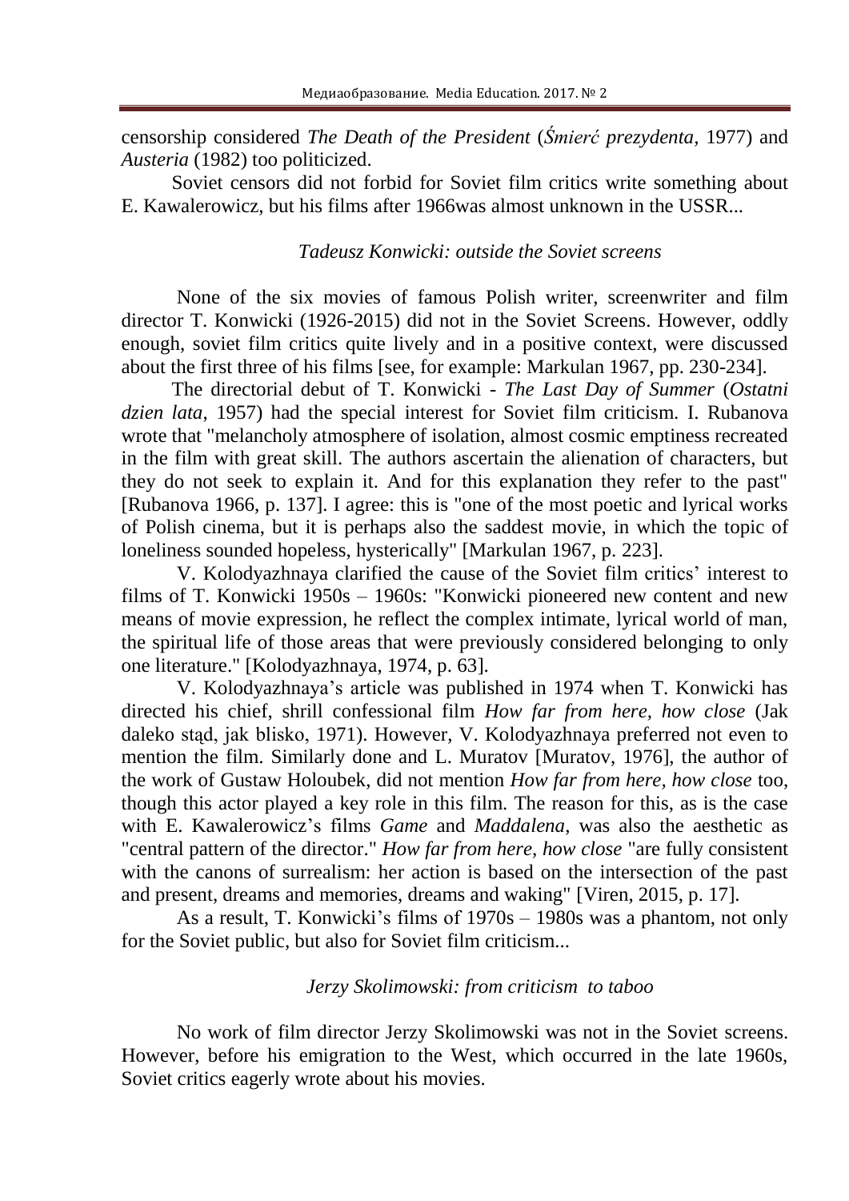censorship considered *The Death of the President* (*Śmierć prezydenta*, 1977) and *Austeria* (1982) too politicized.

Soviet censors did not forbid for Soviet film critics write something about E. Kawalerowicz, but his films after 1966was almost unknown in the USSR...

### *Tadeusz Konwicki: outside the Soviet screens*

None of the six movies of famous Polish writer, screenwriter and film director T. Konwicki (1926-2015) did not in the Soviet Screens. However, oddly enough, soviet film critics quite lively and in a positive context, were discussed about the first three of his films [see, for example: Markulan 1967, pp. 230-234].

The directorial debut of T. Konwicki - *The Last Day of Summer* (*Ostatni dzien lata*, 1957) had the special interest for Soviet film criticism. I. Rubanova wrote that "melancholy atmosphere of isolation, almost cosmic emptiness recreated in the film with great skill. The authors ascertain the alienation of characters, but they do not seek to explain it. And for this explanation they refer to the past" [Rubanova 1966, p. 137]. I agree: this is "one of the most poetic and lyrical works of Polish cinema, but it is perhaps also the saddest movie, in which the topic of loneliness sounded hopeless, hysterically" [Markulan 1967, p. 223].

V. Kolodyazhnaya clarified the cause of the Soviet film critics' interest to films of T. Konwicki 1950s – 1960s: "Konwicki pioneered new content and new means of movie expression, he reflect the complex intimate, lyrical world of man, the spiritual life of those areas that were previously considered belonging to only one literature." [Kolodyazhnaya, 1974, p. 63].

V. Kolodyazhnaya's article was published in 1974 when T. Konwicki has directed his chief, shrill confessional film *How far from here, how close* (Jak daleko stąd, jak blisko, 1971). However, V. Kolodyazhnaya preferred not even to mention the film. Similarly done and L. Muratov [Muratov, 1976], the author of the work of Gustaw Holoubek, did not mention *How far from here, how close* too, though this actor played a key role in this film. The reason for this, as is the case with E. Kawalerowicz's films *Game* and *Maddalena*, was also the aesthetic as "central pattern of the director." *How far from here, how close* "are fully consistent with the canons of surrealism: her action is based on the intersection of the past and present, dreams and memories, dreams and waking" [Viren, 2015, p. 17].

As a result, T. Konwicki's films of 1970s – 1980s was a phantom, not only for the Soviet public, but also for Soviet film criticism...

### *Jerzy Skolimowski: from criticism to taboo*

No work of film director Jerzy Skolimowski was not in the Soviet screens. However, before his emigration to the West, which occurred in the late 1960s, Soviet critics eagerly wrote about his movies.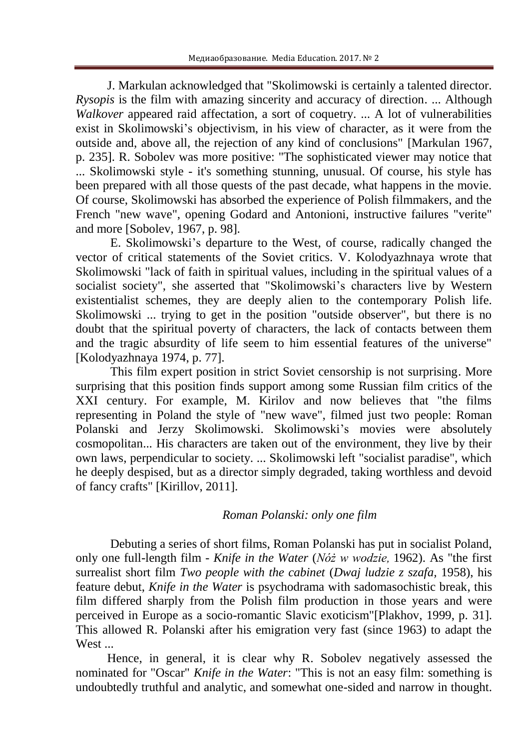J. Markulan acknowledged that "Skolimowski is certainly a talented director. *Rysopis* is the film with amazing sincerity and accuracy of direction. ... Although *Walkover* appeared raid affectation, a sort of coquetry. ... A lot of vulnerabilities exist in Skolimowski's objectivism, in his view of character, as it were from the outside and, above all, the rejection of any kind of conclusions" [Markulan 1967, p. 235]. R. Sobolev was more positive: "The sophisticated viewer may notice that ... Skolimowski style - it's something stunning, unusual. Of course, his style has been prepared with all those quests of the past decade, what happens in the movie. Of course, Skolimowski has absorbed the experience of Polish filmmakers, and the French "new wave", opening Godard and Antonioni, instructive failures "verite" and more [Sobolev, 1967, p. 98].

E. Skolimowski's departure to the West, of course, radically changed the vector of critical statements of the Soviet critics. V. Kolodyazhnaya wrote that Skolimowski "lack of faith in spiritual values, including in the spiritual values of a socialist society", she asserted that "Skolimowski's characters live by Western existentialist schemes, they are deeply alien to the contemporary Polish life. Skolimowski ... trying to get in the position "outside observer", but there is no doubt that the spiritual poverty of characters, the lack of contacts between them and the tragic absurdity of life seem to him essential features of the universe" [Kolodyazhnaya 1974, p. 77].

This film expert position in strict Soviet censorship is not surprising. More surprising that this position finds support among some Russian film critics of the XXI century. For example, M. Kirilov and now believes that "the films representing in Poland the style of "new wave", filmed just two people: Roman Polanski and Jerzy Skolimowski. Skolimowski's movies were absolutely cosmopolitan... His characters are taken out of the environment, they live by their own laws, perpendicular to society. ... Skolimowski left "socialist paradise", which he deeply despised, but as a director simply degraded, taking worthless and devoid of fancy crafts" [Kirillov, 2011].

*Roman Polanski: only one film*

Debuting a series of short films, Roman Polanski has put in socialist Poland, only one full-length film - *Knife in the Water* (*Nóż w wodzie,* 1962). As "the first surrealist short film *Two people with the cabinet* (*Dwaj ludzie z szafa*, 1958), his feature debut, *Knife in the Water* is psychodrama with sadomasochistic break, this film differed sharply from the Polish film production in those years and were perceived in Europe as a socio-romantic Slavic exoticism"[Plakhov, 1999, p. 31]. This allowed R. Polanski after his emigration very fast (since 1963) to adapt the West ...

Hence, in general, it is clear why R. Sobolev negatively assessed the nominated for "Oscar" *Knife in the Water*: "This is not an easy film: something is undoubtedly truthful and analytic, and somewhat one-sided and narrow in thought.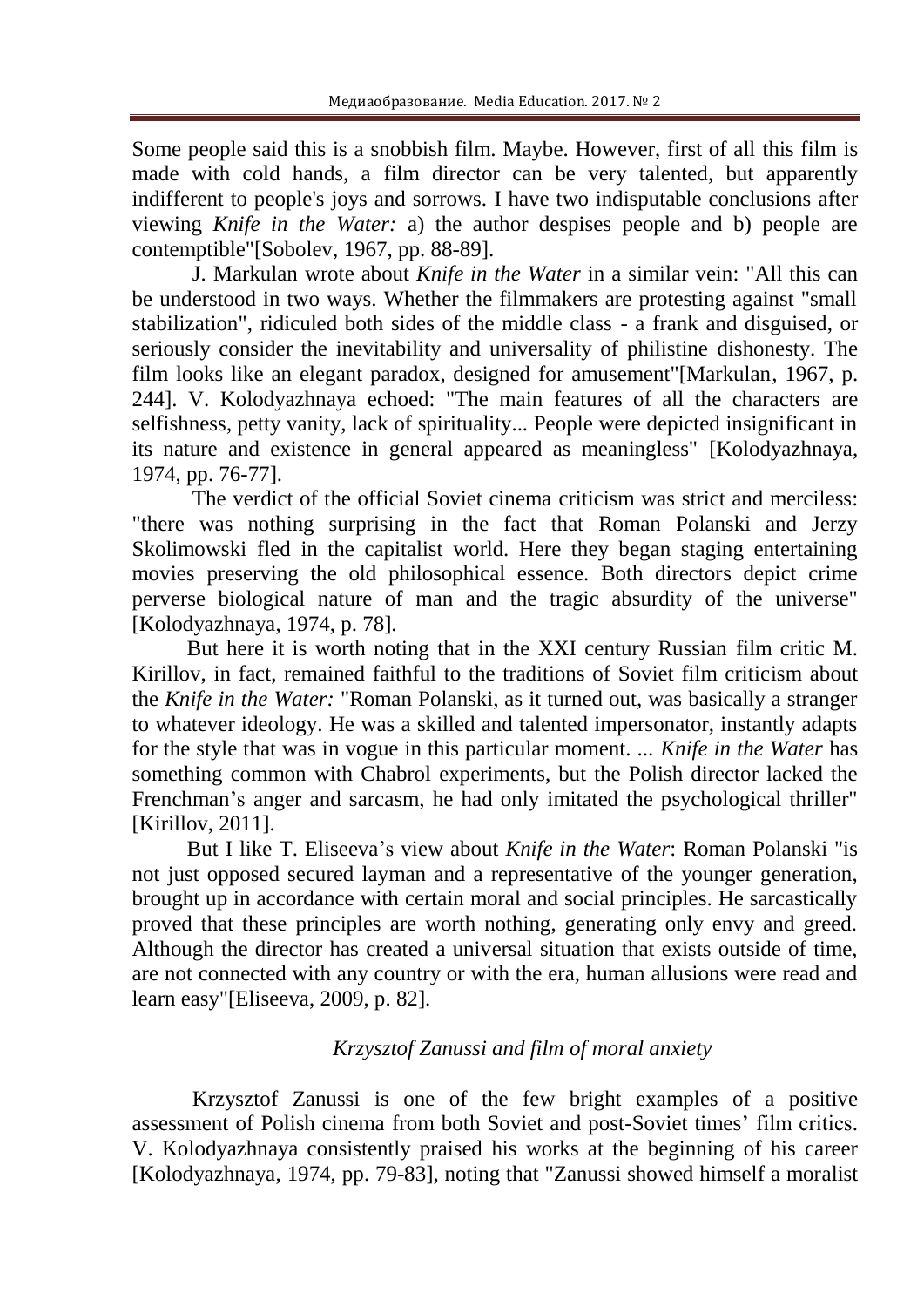Some people said this is a snobbish film. Maybe. However, first of all this film is made with cold hands, a film director can be very talented, but apparently indifferent to people's joys and sorrows. I have two indisputable conclusions after viewing *Knife in the Water:* a) the author despises people and b) people are contemptible"[Sobolev, 1967, pp. 88-89].

J. Markulan wrote about *Knife in the Water* in a similar vein: "All this can be understood in two ways. Whether the filmmakers are protesting against "small stabilization", ridiculed both sides of the middle class - a frank and disguised, or seriously consider the inevitability and universality of philistine dishonesty. The film looks like an elegant paradox, designed for amusement"[Markulan, 1967, p. 244]. V. Kolodyazhnaya echoed: "The main features of all the characters are selfishness, petty vanity, lack of spirituality... People were depicted insignificant in its nature and existence in general appeared as meaningless" [Kolodyazhnaya, 1974, pp. 76-77].

The verdict of the official Soviet cinema criticism was strict and merciless: "there was nothing surprising in the fact that Roman Polanski and Jerzy Skolimowski fled in the capitalist world. Here they began staging entertaining movies preserving the old philosophical essence. Both directors depict crime perverse biological nature of man and the tragic absurdity of the universe" [Kolodyazhnaya, 1974, p. 78].

But here it is worth noting that in the XXI century Russian film critic M. Kirillov, in fact, remained faithful to the traditions of Soviet film criticism about the *Knife in the Water:* "Roman Polanski, as it turned out, was basically a stranger to whatever ideology. He was a skilled and talented impersonator, instantly adapts for the style that was in vogue in this particular moment. ... *Knife in the Water* has something common with Chabrol experiments, but the Polish director lacked the Frenchman's anger and sarcasm, he had only imitated the psychological thriller" [Kirillov, 2011].

But I like T. Eliseeva's view about *Knife in the Water*: Roman Polanski "is not just opposed secured layman and a representative of the younger generation, brought up in accordance with certain moral and social principles. He sarcastically proved that these principles are worth nothing, generating only envy and greed. Although the director has created a universal situation that exists outside of time, are not connected with any country or with the era, human allusions were read and learn easy"[Eliseeva, 2009, p. 82].

### *Krzysztof Zanussi and film of moral anxiety*

Krzysztof Zanussi is one of the few bright examples of a positive assessment of Polish cinema from both Soviet and post-Soviet times' film critics. V. Kolodyazhnaya consistently praised his works at the beginning of his career [Kolodyazhnaya, 1974, pp. 79-83], noting that "Zanussi showed himself a moralist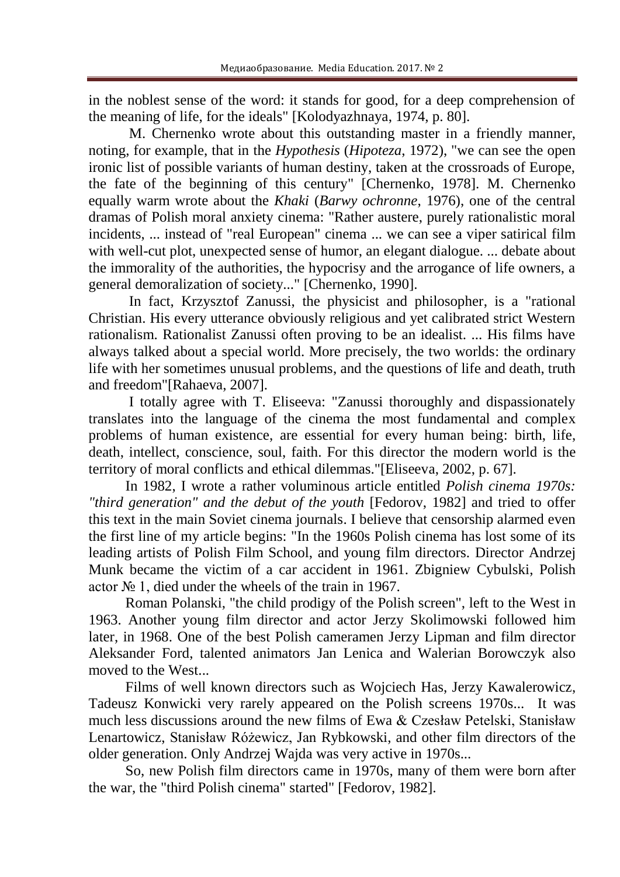in the noblest sense of the word: it stands for good, for a deep comprehension of the meaning of life, for the ideals" [Kolodyazhnaya, 1974, p. 80].

M. Chernenko wrote about this outstanding master in a friendly manner, noting, for example, that in the *Hypothesis* (*Hipoteza*, 1972), "we can see the open ironic list of possible variants of human destiny, taken at the crossroads of Europe, the fate of the beginning of this century" [Chernenko, 1978]. M. Chernenko equally warm wrote about the *Khaki* (*Barwy ochronne*, 1976), one of the central dramas of Polish moral anxiety cinema: "Rather austere, purely rationalistic moral incidents, ... instead of "real European" cinema ... we can see a viper satirical film with well-cut plot, unexpected sense of humor, an elegant dialogue. ... debate about the immorality of the authorities, the hypocrisy and the arrogance of life owners, a general demoralization of society..." [Chernenko, 1990].

In fact, Krzysztof Zanussi, the physicist and philosopher, is a "rational Christian. His every utterance obviously religious and yet calibrated strict Western rationalism. Rationalist Zanussi often proving to be an idealist. ... His films have always talked about a special world. More precisely, the two worlds: the ordinary life with her sometimes unusual problems, and the questions of life and death, truth and freedom"[Rahaeva, 2007].

I totally agree with T. Eliseeva: "Zanussi thoroughly and dispassionately translates into the language of the cinema the most fundamental and complex problems of human existence, are essential for every human being: birth, life, death, intellect, conscience, soul, faith. For this director the modern world is the territory of moral conflicts and ethical dilemmas."[Eliseeva, 2002, p. 67].

In 1982, I wrote a rather voluminous article entitled *Polish cinema 1970s: "third generation" and the debut of the youth* [Fedorov, 1982] and tried to offer this text in the main Soviet cinema journals. I believe that censorship alarmed even the first line of my article begins: "In the 1960s Polish cinema has lost some of its leading artists of Polish Film School, and young film directors. Director Andrzej Munk became the victim of a car accident in 1961. Zbigniew Cybulski, Polish actor № 1, died under the wheels of the train in 1967.

Roman Polanski, "the child prodigy of the Polish screen", left to the West in 1963. Another young film director and actor Jerzy Skolimowski followed him later, in 1968. One of the best Polish cameramen Jerzy Lipman and film director Aleksander Ford, talented animators Jan Lenica and Walerian Borowczyk also moved to the West...

Films of well known directors such as Wojciech Has, Jerzy Kawalerowicz, Tadeusz Konwicki very rarely appeared on the Polish screens 1970s... It was much less discussions around the new films of Ewa & Czesław Petelski, Stanisław Lenartowicz, Stanisław Różewicz, Jan Rybkowski, and other film directors of the older generation. Only Andrzej Wajda was very active in 1970s...

So, new Polish film directors came in 1970s, many of them were born after the war, the "third Polish cinema" started" [Fedorov, 1982].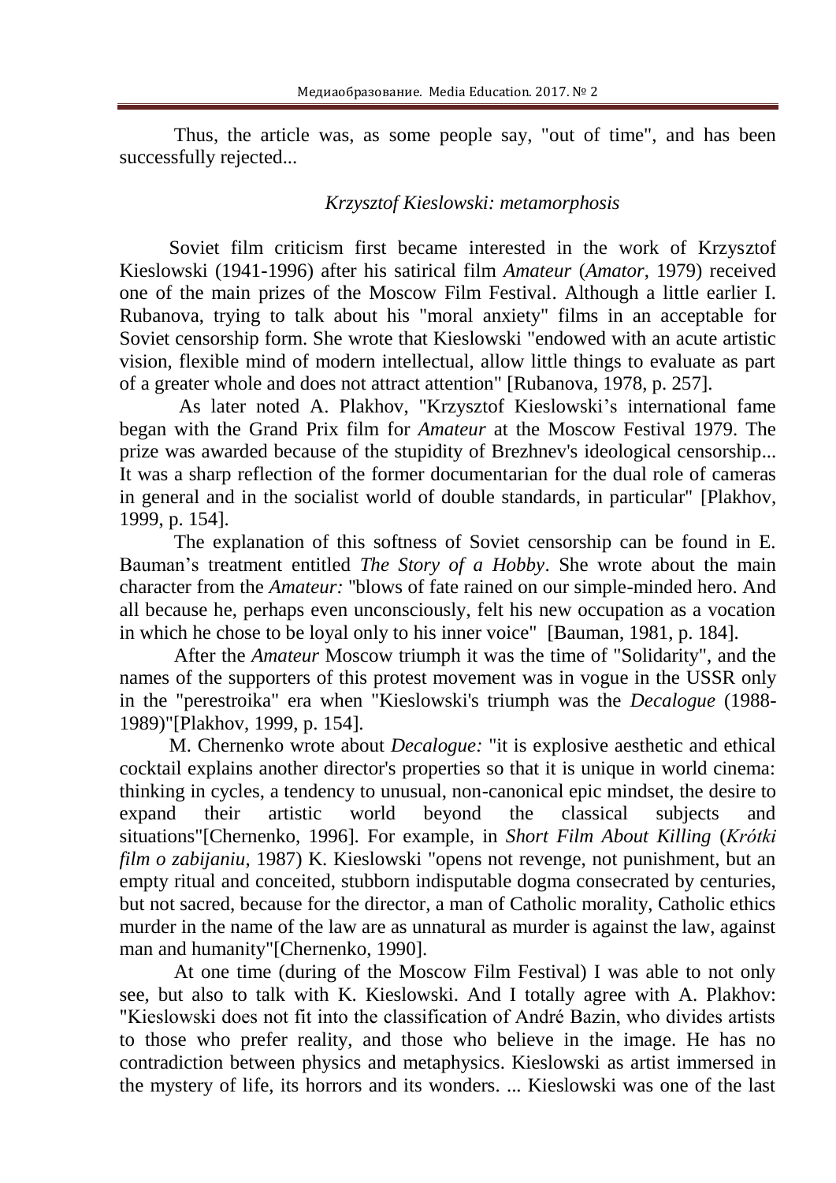Thus, the article was, as some people say, "out of time", and has been successfully rejected...

### *Krzysztof Kieslowski: metamorphosis*

Soviet film criticism first became interested in the work of Krzysztof Kieslowski (1941-1996) after his satirical film *Amateur* (*Amator*, 1979) received one of the main prizes of the Moscow Film Festival. Although a little earlier I. Rubanova, trying to talk about his "moral anxiety" films in an acceptable for Soviet censorship form. She wrote that Kieslowski "endowed with an acute artistic vision, flexible mind of modern intellectual, allow little things to evaluate as part of a greater whole and does not attract attention" [Rubanova, 1978, p. 257].

As later noted A. Plakhov, "Krzysztof Kieslowski's international fame began with the Grand Prix film for *Amateur* at the Moscow Festival 1979. The prize was awarded because of the stupidity of Brezhnev's ideological censorship... It was a sharp reflection of the former documentarian for the dual role of cameras in general and in the socialist world of double standards, in particular" [Plakhov, 1999, p. 154].

The explanation of this softness of Soviet censorship can be found in E. Bauman's treatment entitled *The Story of a Hobby*. She wrote about the main character from the *Amateur:* "blows of fate rained on our simple-minded hero. And all because he, perhaps even unconsciously, felt his new occupation as a vocation in which he chose to be loyal only to his inner voice" [Bauman, 1981, p. 184].

After the *Amateur* Moscow triumph it was the time of "Solidarity", and the names of the supporters of this protest movement was in vogue in the USSR only in the "perestroika" era when "Kieslowski's triumph was the *Decalogue* (1988-1989)"[Plakhov, 1999, p. 154].

M. Chernenko wrote about *Decalogue:* "it is explosive aesthetic and ethical cocktail explains another director's properties so that it is unique in world cinema: thinking in cycles, a tendency to unusual, non-canonical epic mindset, the desire to expand their artistic world beyond the classical subjects and situations"[Chernenko, 1996]. For example, in *Short Film About Killing* (*Krótki film o zabijaniu*, 1987) K. Kieslowski "opens not revenge, not punishment, but an empty ritual and conceited, stubborn indisputable dogma consecrated by centuries, but not sacred, because for the director, a man of Catholic morality, Catholic ethics murder in the name of the law are as unnatural as murder is against the law, against man and humanity"[Chernenko, 1990].

At one time (during of the Moscow Film Festival) I was able to not only see, but also to talk with K. Kieslowski. And I totally agree with A. Plakhov: "Kieslowski does not fit into the classification of André Bazin, who divides artists to those who prefer reality, and those who believe in the image. He has no contradiction between physics and metaphysics. Kieslowski as artist immersed in the mystery of life, its horrors and its wonders. ... Kieslowski was one of the last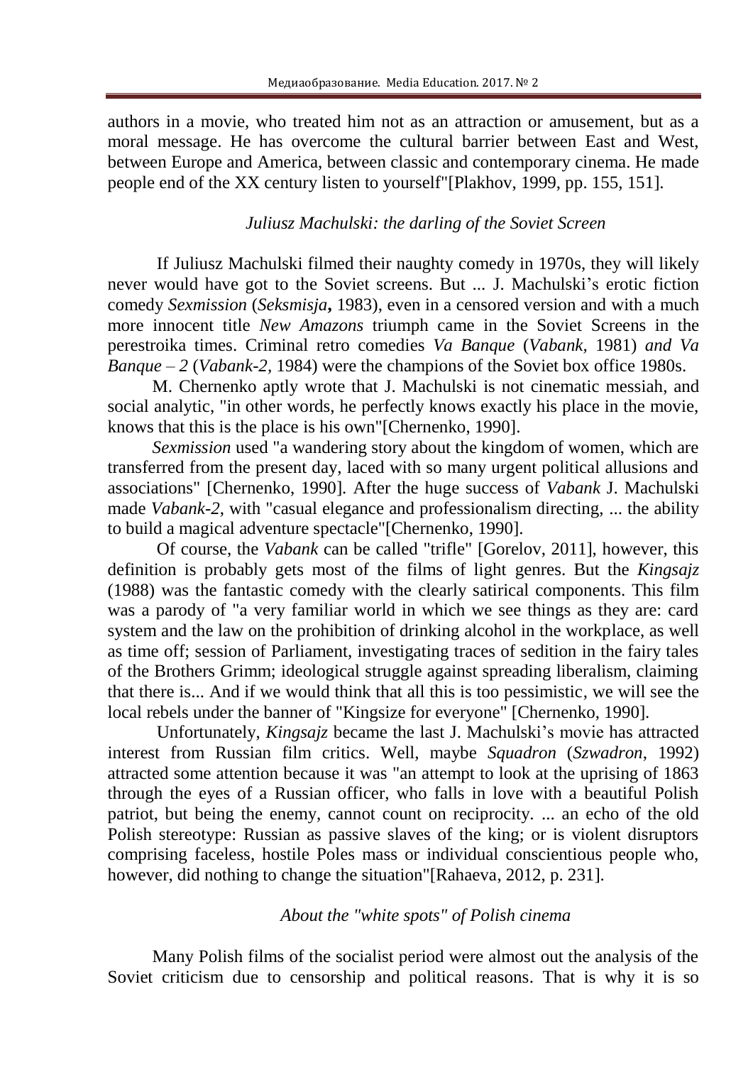authors in a movie, who treated him not as an attraction or amusement, but as a moral message. He has overcome the cultural barrier between East and West, between Europe and America, between classic and contemporary cinema. He made people end of the XX century listen to yourself"[Plakhov, 1999, pp. 155, 151].

### *Juliusz Machulski: the darling of the Soviet Screen*

If Juliusz Machulski filmed their naughty comedy in 1970s, they will likely never would have got to the Soviet screens. But ... J. Machulski's erotic fiction comedy *Sexmission* (*Seksmisja*, 1983), even in a censored version and with a much more innocent title *New Amazons* triumph came in the Soviet Screens in the perestroika times. Criminal retro comedies *Va Banque* (*Vabank*, 1981) *and Va Banque – 2* (*Vabank-2*, 1984) were the champions of the Soviet box office 1980s.

M. Chernenko aptly wrote that J. Machulski is not cinematic messiah, and social analytic, "in other words, he perfectly knows exactly his place in the movie, knows that this is the place is his own"[Chernenko, 1990].

*Sexmission* used "a wandering story about the kingdom of women, which are transferred from the present day, laced with so many urgent political allusions and associations" [Chernenko, 1990]. After the huge success of *Vabank* J. Machulski made *Vabank-2*, with "casual elegance and professionalism directing, ... the ability to build a magical adventure spectacle"[Chernenko, 1990].

Of course, the *Vabank* can be called "trifle" [Gorelov, 2011], however, this definition is probably gets most of the films of light genres. But the *Kingsajz* (1988) was the fantastic comedy with the clearly satirical components. This film was a parody of "a very familiar world in which we see things as they are: card system and the law on the prohibition of drinking alcohol in the workplace, as well as time off; session of Parliament, investigating traces of sedition in the fairy tales of the Brothers Grimm; ideological struggle against spreading liberalism, claiming that there is... And if we would think that all this is too pessimistic, we will see the local rebels under the banner of "Kingsize for everyone" [Chernenko, 1990].

Unfortunately, *Kingsajz* became the last J. Machulski's movie has attracted interest from Russian film critics. Well, maybe *Squadron* (*Szwadron*, 1992) attracted some attention because it was "an attempt to look at the uprising of 1863 through the eyes of a Russian officer, who falls in love with a beautiful Polish patriot, but being the enemy, cannot count on reciprocity. ... an echo of the old Polish stereotype: Russian as passive slaves of the king; or is violent disruptors comprising faceless, hostile Poles mass or individual conscientious people who, however, did nothing to change the situation"[Rahaeva, 2012, p. 231].

### *About the "white spots" of Polish cinema*

Many Polish films of the socialist period were almost out the analysis of the Soviet criticism due to censorship and political reasons. That is why it is so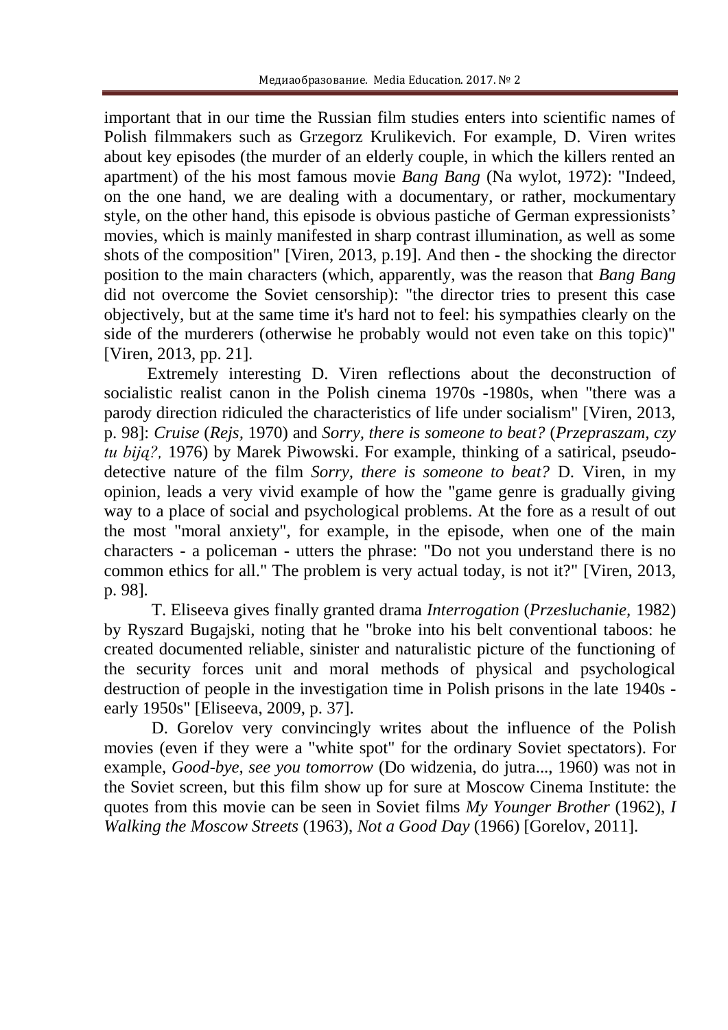important that in our time the Russian film studies enters into scientific names of Polish filmmakers such as Grzegorz Krulikevich. For example, D. Viren writes about key episodes (the murder of an elderly couple, in which the killers rented an apartment) of the his most famous movie *Bang Bang* (Na wylot, 1972): "Indeed, on the one hand, we are dealing with a documentary, or rather, mockumentary style, on the other hand, this episode is obvious pastiche of German expressionists' movies, which is mainly manifested in sharp contrast illumination, as well as some shots of the composition" [Viren, 2013, p.19]. And then - the shocking the director position to the main characters (which, apparently, was the reason that *Bang Bang* did not overcome the Soviet censorship): "the director tries to present this case objectively, but at the same time it's hard not to feel: his sympathies clearly on the side of the murderers (otherwise he probably would not even take on this topic)" [Viren, 2013, pp. 21].

Extremely interesting D. Viren reflections about the deconstruction of socialistic realist canon in the Polish cinema 1970s -1980s, when "there was a parody direction ridiculed the characteristics of life under socialism" [Viren, 2013, p. 98]: *Cruise* (*Rejs*, 1970) and *Sorry, there is someone to beat?* (*Przepraszam, czy tu biją?,* 1976) by Marek Piwowski. For example, thinking of a satirical, pseudo-detective nature of the film *Sorry, there is someone to beat?* D. Viren, in my opinion, leads a very vivid example of how the "game genre is gradually giving way to a place of social and psychological problems. At the fore as a result of out the most "moral anxiety", for example, in the episode, when one of the main characters - a policeman - utters the phrase: "Do not you understand there is no common ethics for all." The problem is very actual today, is not it?" [Viren, 2013, p. 98].

T. Eliseeva gives finally granted drama *Interrogation* (*Przesluchanie*, 1982) by Ryszard Bugajski, noting that he "broke into his belt conventional taboos: he created documented reliable, sinister and naturalistic picture of the functioning of the security forces unit and moral methods of physical and psychological destruction of people in the investigation time in Polish prisons in the late 1940s - early 1950s" [Eliseeva, 2009, p. 37].

D. Gorelov very convincingly writes about the influence of the Polish movies (even if they were a "white spot" for the ordinary Soviet spectators). For example, *Good-bye, see you tomorrow* (Do widzenia, do jutra..., 1960) was not in the Soviet screen, but this film show up for sure at Moscow Cinema Institute: the quotes from this movie can be seen in Soviet films *My Younger Brother* (1962), *I Walking the Moscow Streets* (1963), *Not a Good Day* (1966) [Gorelov, 2011].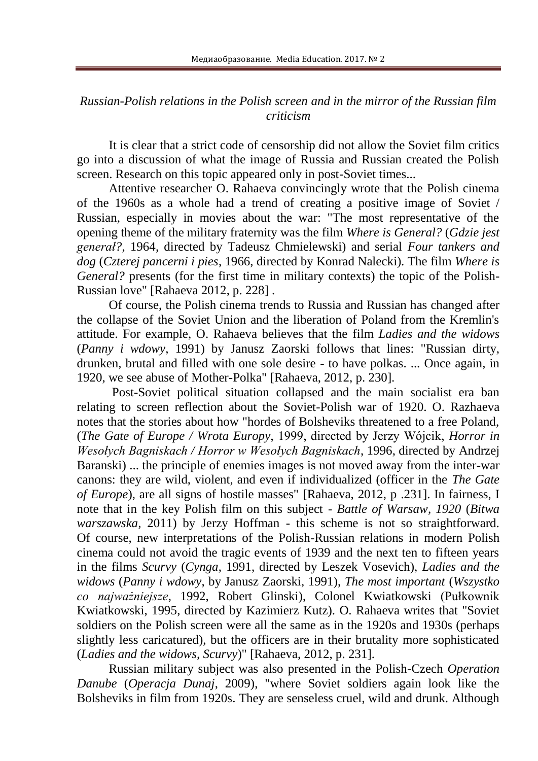*Russian-Polish relations in the Polish screen and in the mirror of the Russian film criticism*

It is clear that a strict code of censorship did not allow the Soviet film critics go into a discussion of what the image of Russia and Russian created the Polish screen. Research on this topic appeared only in post-Soviet times...

Attentive researcher O. Rahaeva convincingly wrote that the Polish cinema of the 1960s as a whole had a trend of creating a positive image of Soviet / Russian, especially in movies about the war: "The most representative of the opening theme of the military fraternity was the film *Where is General?* (*Gdzie jest generał?*, 1964, directed by Tadeusz Chmielewski) and serial *Four tankers and dog* (*Czterej pancerni i pies*, 1966, directed by Konrad Nalecki). The film *Where is General?* presents (for the first time in military contexts) the topic of the Polish-Russian love" [Rahaeva 2012, p. 228] .

Of course, the Polish cinema trends to Russia and Russian has changed after the collapse of the Soviet Union and the liberation of Poland from the Kremlin's attitude. For example, O. Rahaeva believes that the film *Ladies and the widows* (*Panny i wdowy*, 1991) by Janusz Zaorski follows that lines: "Russian dirty, drunken, brutal and filled with one sole desire - to have polkas. ... Once again, in 1920, we see abuse of Mother-Polka" [Rahaeva, 2012, p. 230].

Post-Soviet political situation collapsed and the main socialist era ban relating to screen reflection about the Soviet-Polish war of 1920. O. Razhaeva notes that the stories about how "hordes of Bolsheviks threatened to a free Poland, (*The Gate of Europe / Wrota Europy*, 1999, directed by Jerzy Wójcik, *Horror in Wesołych Bagniskach / Horror w Wesołych Bagniskach*, 1996, directed by Andrzej Baranski) ... the principle of enemies images is not moved away from the inter-war canons: they are wild, violent, and even if individualized (officer in the *The Gate of Europe*), are all signs of hostile masses" [Rahaeva, 2012, p .231]. In fairness, I note that in the key Polish film on this subject - *Battle of Warsaw, 1920* (*Bitwa warszawska*, 2011) by Jerzy Hoffman - this scheme is not so straightforward. Of course, new interpretations of the Polish-Russian relations in modern Polish cinema could not avoid the tragic events of 1939 and the next ten to fifteen years in the films *Scurvy* (*Cynga*, 1991, directed by Leszek Vosevich), *Ladies and the widows* (*Panny i wdowy*, by Janusz Zaorski, 1991), *The most important* (*Wszystko co najważniejsze*, 1992, Robert Glinski), Colonel Kwiatkowski (Pułkownik Kwiatkowski, 1995, directed by Kazimierz Kutz). O. Rahaeva writes that "Soviet soldiers on the Polish screen were all the same as in the 1920s and 1930s (perhaps slightly less caricatured), but the officers are in their brutality more sophisticated (*Ladies and the widows, Scurvy*)" [Rahaeva, 2012, p. 231].

Russian military subject was also presented in the Polish-Czech *Operation Danube* (*Operacja Dunaj*, 2009), "where Soviet soldiers again look like the Bolsheviks in film from 1920s. They are senseless cruel, wild and drunk. Although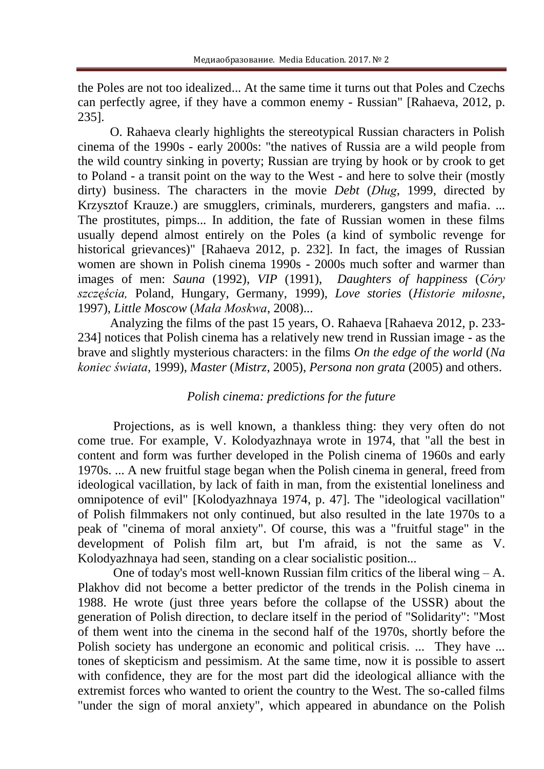the Poles are not too idealized... At the same time it turns out that Poles and Czechs can perfectly agree, if they have a common enemy - Russian" [Rahaeva, 2012, p. 235].

O. Rahaeva clearly highlights the stereotypical Russian characters in Polish cinema of the 1990s - early 2000s: "the natives of Russia are a wild people from the wild country sinking in poverty; Russian are trying by hook or by crook to get to Poland - a transit point on the way to the West - and here to solve their (mostly dirty) business. The characters in the movie *Debt* (*Dług*, 1999, directed by Krzysztof Krauze.) are smugglers, criminals, murderers, gangsters and mafia. ... The prostitutes, pimps... In addition, the fate of Russian women in these films usually depend almost entirely on the Poles (a kind of symbolic revenge for historical grievances)" [Rahaeva 2012, p. 232]. In fact, the images of Russian women are shown in Polish cinema 1990s - 2000s much softer and warmer than images of men: *Sauna* (1992), *VIP* (1991), *Daughters of happiness* (*Córy szczęścia,* Poland, Hungary, Germany, 1999), *Love stories* (*Historie miłosne*, 1997), *Little Moscow* (*Mała Moskwa*, 2008)...

Analyzing the films of the past 15 years, O. Rahaeva [Rahaeva 2012, p. 233-234] notices that Polish cinema has a relatively new trend in Russian image - as the brave and slightly mysterious characters: in the films *On the edge of the world* (*Na koniec świata*, 1999), *Master* (*Mistrz*, 2005), *Persona non grata* (2005) and others.

### *Polish cinema: predictions for the future*

Projections, as is well known, a thankless thing: they very often do not come true. For example, V. Kolodyazhnaya wrote in 1974, that "all the best in content and form was further developed in the Polish cinema of 1960s and early 1970s. ... A new fruitful stage began when the Polish cinema in general, freed from ideological vacillation, by lack of faith in man, from the existential loneliness and omnipotence of evil" [Kolodyazhnaya 1974, p. 47]. The "ideological vacillation" of Polish filmmakers not only continued, but also resulted in the late 1970s to a peak of "cinema of moral anxiety". Of course, this was a "fruitful stage" in the development of Polish film art, but I'm afraid, is not the same as V. Kolodyazhnaya had seen, standing on a clear socialistic position...

One of today's most well-known Russian film critics of the liberal wing – A. Plakhov did not become a better predictor of the trends in the Polish cinema in 1988. He wrote (just three years before the collapse of the USSR) about the generation of Polish direction, to declare itself in the period of "Solidarity": "Most of them went into the cinema in the second half of the 1970s, shortly before the Polish society has undergone an economic and political crisis. ... They have ... tones of skepticism and pessimism. At the same time, now it is possible to assert with confidence, they are for the most part did the ideological alliance with the extremist forces who wanted to orient the country to the West. The so-called films "under the sign of moral anxiety", which appeared in abundance on the Polish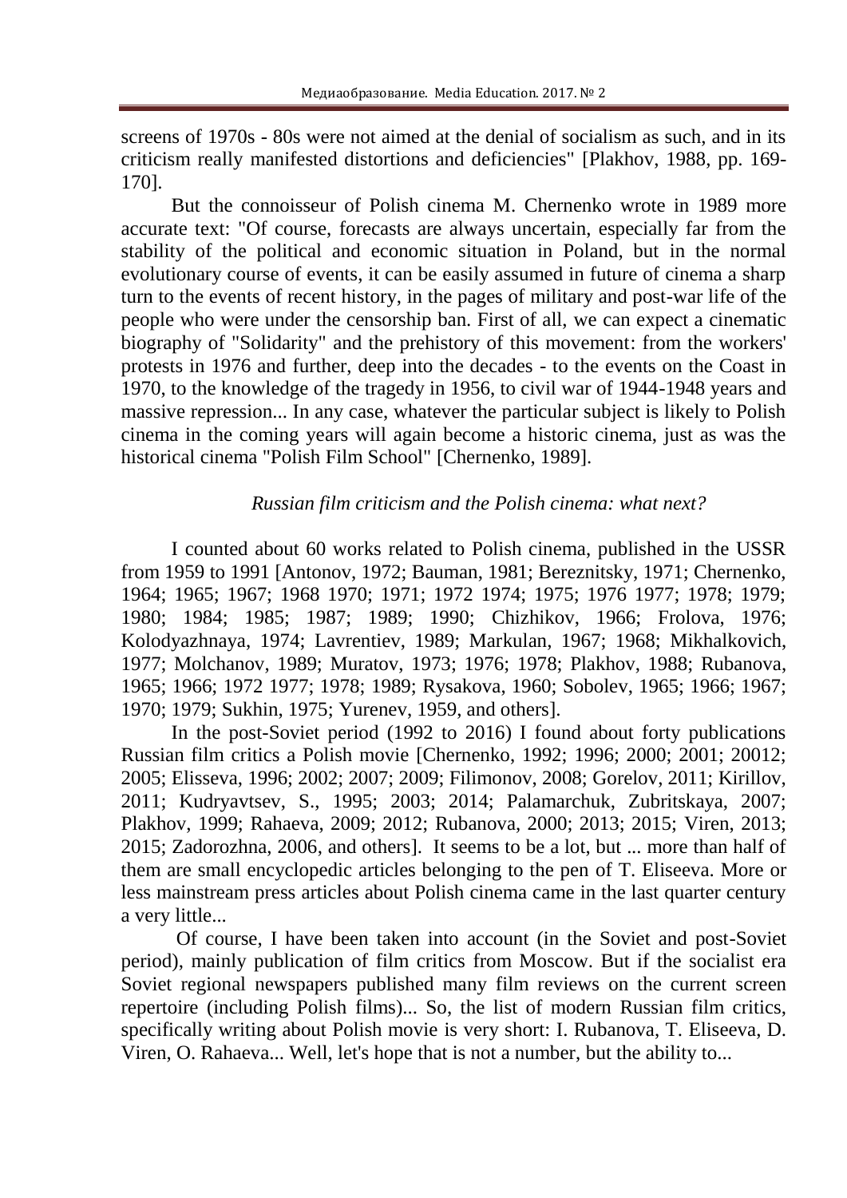screens of 1970s - 80s were not aimed at the denial of socialism as such, and in its criticism really manifested distortions and deficiencies" [Plakhov, 1988, pp. 169-170].

But the connoisseur of Polish cinema M. Chernenko wrote in 1989 more accurate text: "Of course, forecasts are always uncertain, especially far from the stability of the political and economic situation in Poland, but in the normal evolutionary course of events, it can be easily assumed in future of cinema a sharp turn to the events of recent history, in the pages of military and post-war life of the people who were under the censorship ban. First of all, we can expect a cinematic biography of "Solidarity" and the prehistory of this movement: from the workers' protests in 1976 and further, deep into the decades - to the events on the Coast in 1970, to the knowledge of the tragedy in 1956, to civil war of 1944-1948 years and massive repression... In any case, whatever the particular subject is likely to Polish cinema in the coming years will again become a historic cinema, just as was the historical cinema "Polish Film School" [Chernenko, 1989].

### *Russian film criticism and the Polish cinema: what next?*

I counted about 60 works related to Polish cinema, published in the USSR from 1959 to 1991 [Antonov, 1972; Bauman, 1981; Bereznitsky, 1971; Chernenko, 1964; 1965; 1967; 1968 1970; 1971; 1972 1974; 1975; 1976 1977; 1978; 1979; 1980; 1984; 1985; 1987; 1989; 1990; Chizhikov, 1966; Frolova, 1976; Kolodyazhnaya, 1974; Lavrentiev, 1989; Markulan, 1967; 1968; Mikhalkovich, 1977; Molchanov, 1989; Muratov, 1973; 1976; 1978; Plakhov, 1988; Rubanova, 1965; 1966; 1972 1977; 1978; 1989; Rysakova, 1960; Sobolev, 1965; 1966; 1967; 1970; 1979; Sukhin, 1975; Yurenev, 1959, and others].

In the post-Soviet period (1992 to 2016) I found about forty publications Russian film critics a Polish movie [Chernenko, 1992; 1996; 2000; 2001; 20012; 2005; Elisseva, 1996; 2002; 2007; 2009; Filimonov, 2008; Gorelov, 2011; Kirillov, 2011; Kudryavtsev, S., 1995; 2003; 2014; Palamarchuk, Zubritskaya, 2007; Plakhov, 1999; Rahaeva, 2009; 2012; Rubanova, 2000; 2013; 2015; Viren, 2013; 2015; Zadorozhna, 2006, and others]. It seems to be a lot, but ... more than half of them are small encyclopedic articles belonging to the pen of T. Eliseeva. More or less mainstream press articles about Polish cinema came in the last quarter century a very little...

Of course, I have been taken into account (in the Soviet and post-Soviet period), mainly publication of film critics from Moscow. But if the socialist era Soviet regional newspapers published many film reviews on the current screen repertoire (including Polish films)... So, the list of modern Russian film critics, specifically writing about Polish movie is very short: I. Rubanova, T. Eliseeva, D. Viren, O. Rahaeva... Well, let's hope that is not a number, but the ability to...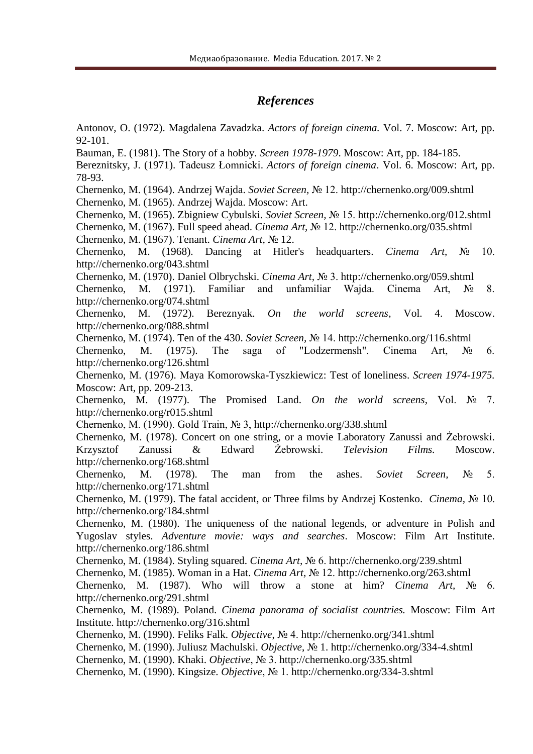## *References*

Antonov, O. (1972). Magdalena Zavadzka. *Actors of foreign cinema.* Vol. 7. Moscow: Art, pp. 92-101.

Bauman, E. (1981). The Story of a hobby. *Screen 1978-1979*. Moscow: Art, pp. 184-185.

Bereznitsky, J. (1971). Tadeusz Łomnicki. *Actors of foreign cinema*. Vol. 6. Moscow: Art, pp. 78-93.

Chernenko, M. (1964). Andrzej Wajda. *Soviet Screen,* № 12. http://chernenko.org/009.shtml

Chernenko, M. (1965). Andrzej Wajda. Moscow: Art.

Chernenko, M. (1965). Zbigniew Cybulski. *Soviet Screen,* № 15. http://chernenko.org/012.shtml

Chernenko, M. (1967). Full speed ahead. *Cinema Art,* № 12. http://chernenko.org/035.shtml

Chernenko, M. (1967). Tenant. *Cinema Art,* № 12.

Chernenko, M. (1968). Dancing at Hitler's headquarters. *Cinema Art,* № 10. http://chernenko.org/043.shtml

Chernenko, M. (1970). Daniel Olbrychski. *Cinema Art*, № 3. http://chernenko.org/059.shtml

Chernenko, M. (1971). Familiar and unfamiliar Wajda. Cinema Art, № 8. http://chernenko.org/074.shtml

Chernenko, M. (1972). Bereznyak. *On the world screens,* Vol. 4. Moscow. http://chernenko.org/088.shtml

Chernenko, M. (1974). Ten of the 430. *Soviet Screen,* № 14. http://chernenko.org/116.shtml

Chernenko, M. (1975). The saga of "Lodzermensh". Cinema Art, № 6. http://chernenko.org/126.shtml

Chernenko, M. (1976). Maya Komorowska-Tyszkiewicz: Test of loneliness. *Screen 1974-1975.* Moscow: Art, pp. 209-213.

Chernenko, M. (1977). The Promised Land. *On the world screens,* Vol. № 7. http://chernenko.org/r015.shtml

Chernenko, M. (1990). Gold Train, № 3, http://chernenko.org/338.shtml

Chernenko, M. (1978). Concert on one string, or a movie Laboratory Zanussi and Żebrowski. Krzysztof Zanussi & Edward Żebrowski. *Television Films.* Moscow. http://chernenko.org/168.shtml

Chernenko, M. (1978). The man from the ashes. *Soviet Screen,* № 5. http://chernenko.org/171.shtml

Chernenko, M. (1979). The fatal accident, or Three films by Andrzej Kostenko. *Cinema,* № 10. http://chernenko.org/184.shtml

Chernenko, M. (1980). The uniqueness of the national legends, or adventure in Polish and Yugoslav styles. *Adventure movie: ways and searches*. Moscow: Film Art Institute. http://chernenko.org/186.shtml

Chernenko, M. (1984). Styling squared. *Cinema Art,* № 6. http://chernenko.org/239.shtml

Chernenko, M. (1985). Woman in a Hat. *Cinema Art,* № 12. http://chernenko.org/263.shtml

Chernenko, M. (1987). Who will throw a stone at him? *Cinema Art,* № 6. http://chernenko.org/291.shtml

Chernenko, M. (1989). Poland. *Cinema panorama of socialist countries.* Moscow: Film Art Institute. http://chernenko.org/316.shtml

Chernenko, M. (1990). Feliks Falk. *Objective*, № 4. http://chernenko.org/341.shtml

Chernenko, M. (1990). Juliusz Machulski. *Objective*, № 1. http://chernenko.org/334-4.shtml

Chernenko, M. (1990). Khaki. *Objective*, № 3. http://chernenko.org/335.shtml

Chernenko, M. (1990). Kingsize. *Objective*, № 1. http://chernenko.org/334-3.shtml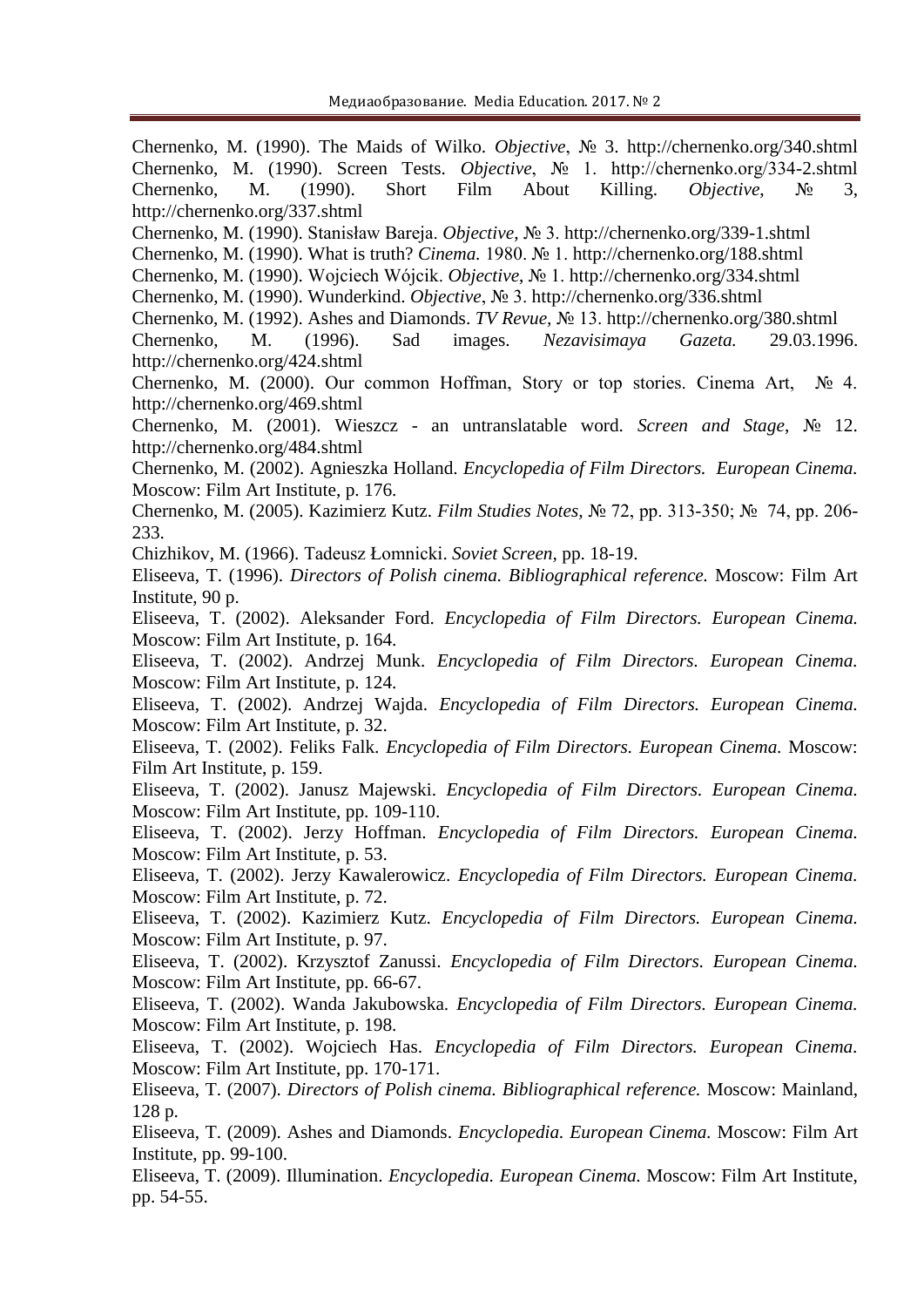Chernenko, M. (1990). The Maids of Wilko. *Objective*, № 3. http://chernenko.org/340.shtml

Chernenko, M. (1990). Screen Tests. *Objective*, № 1. http://chernenko.org/334-2.shtml

Chernenko, M. (1990). Short Film About Killing. *Objective*, № 3, http://chernenko.org/337.shtml

Chernenko, M. (1990). Stanisław Bareja. *Objective*, № 3. http://chernenko.org/339-1.shtml

Chernenko, M. (1990). What is truth? *Cinema.* 1980. № 1. http://chernenko.org/188.shtml

Chernenko, M. (1990). Wojciech Wójcik. *Objective*, № 1. http://chernenko.org/334.shtml

Chernenko, M. (1990). Wunderkind. *Objective*, № 3. http://chernenko.org/336.shtml

Chernenko, M. (1992). Ashes and Diamonds. *TV Revue*, № 13. http://chernenko.org/380.shtml

Chernenko, M. (1996). Sad images. *Nezavisimaya Gazeta.* 29.03.1996. http://chernenko.org/424.shtml

Chernenko, M. (2000). Our common Hoffman, Story or top stories. Cinema Art, № 4. http://chernenko.org/469.shtml

Chernenko, M. (2001). Wieszcz - an untranslatable word. *Screen and Stage*, № 12. http://chernenko.org/484.shtml

Chernenko, M. (2002). Agnieszka Holland. *Encyclopedia of Film Directors. European Cinema.* Moscow: Film Art Institute, p. 176.

Chernenko, M. (2005). Kazimierz Kutz. *Film Studies Notes,* № 72, pp. 313-350; № 74, pp. 206-233.

Chizhikov, M. (1966). Tadeusz Łomnicki. *Soviet Screen,* pp. 18-19.

Eliseeva, T. (1996). *Directors of Polish cinema. Bibliographical reference.* Moscow: Film Art Institute, 90 p.

Eliseeva, T. (2002). Aleksander Ford. *Encyclopedia of Film Directors. European Cinema.* Moscow: Film Art Institute, p. 164.

Eliseeva, T. (2002). Andrzej Munk. *Encyclopedia of Film Directors. European Cinema.* Moscow: Film Art Institute, p. 124.

Eliseeva, T. (2002). Andrzej Wajda. *Encyclopedia of Film Directors. European Cinema.* Moscow: Film Art Institute, p. 32.

Eliseeva, T. (2002). Feliks Falk. *Encyclopedia of Film Directors. European Cinema.* Moscow: Film Art Institute, p. 159.

Eliseeva, T. (2002). Janusz Majewski. *Encyclopedia of Film Directors. European Cinema.* Moscow: Film Art Institute, pp. 109-110.

Eliseeva, T. (2002). Jerzy Hoffman. *Encyclopedia of Film Directors. European Cinema.* Moscow: Film Art Institute, p. 53.

Eliseeva, T. (2002). Jerzy Kawalerowicz. *Encyclopedia of Film Directors. European Cinema.* Moscow: Film Art Institute, p. 72.

Eliseeva, T. (2002). Kazimierz Kutz. *Encyclopedia of Film Directors. European Cinema.* Moscow: Film Art Institute, p. 97.

Eliseeva, T. (2002). Krzysztof Zanussi. *Encyclopedia of Film Directors. European Cinema.* Moscow: Film Art Institute, pp. 66-67.

Eliseeva, T. (2002). Wanda Jakubowska. *Encyclopedia of Film Directors. European Cinema.* Moscow: Film Art Institute, p. 198.

Eliseeva, T. (2002). Wojciech Has. *Encyclopedia of Film Directors. European Cinema.* Moscow: Film Art Institute, pp. 170-171.

Eliseeva, T. (2007). *Directors of Polish cinema. Bibliographical reference.* Moscow: Mainland, 128 p.

Eliseeva, T. (2009). Ashes and Diamonds. *Encyclopedia. European Cinema.* Moscow: Film Art Institute, pp. 99-100.

Eliseeva, T. (2009). Illumination. *Encyclopedia. European Cinema.* Moscow: Film Art Institute, pp. 54-55.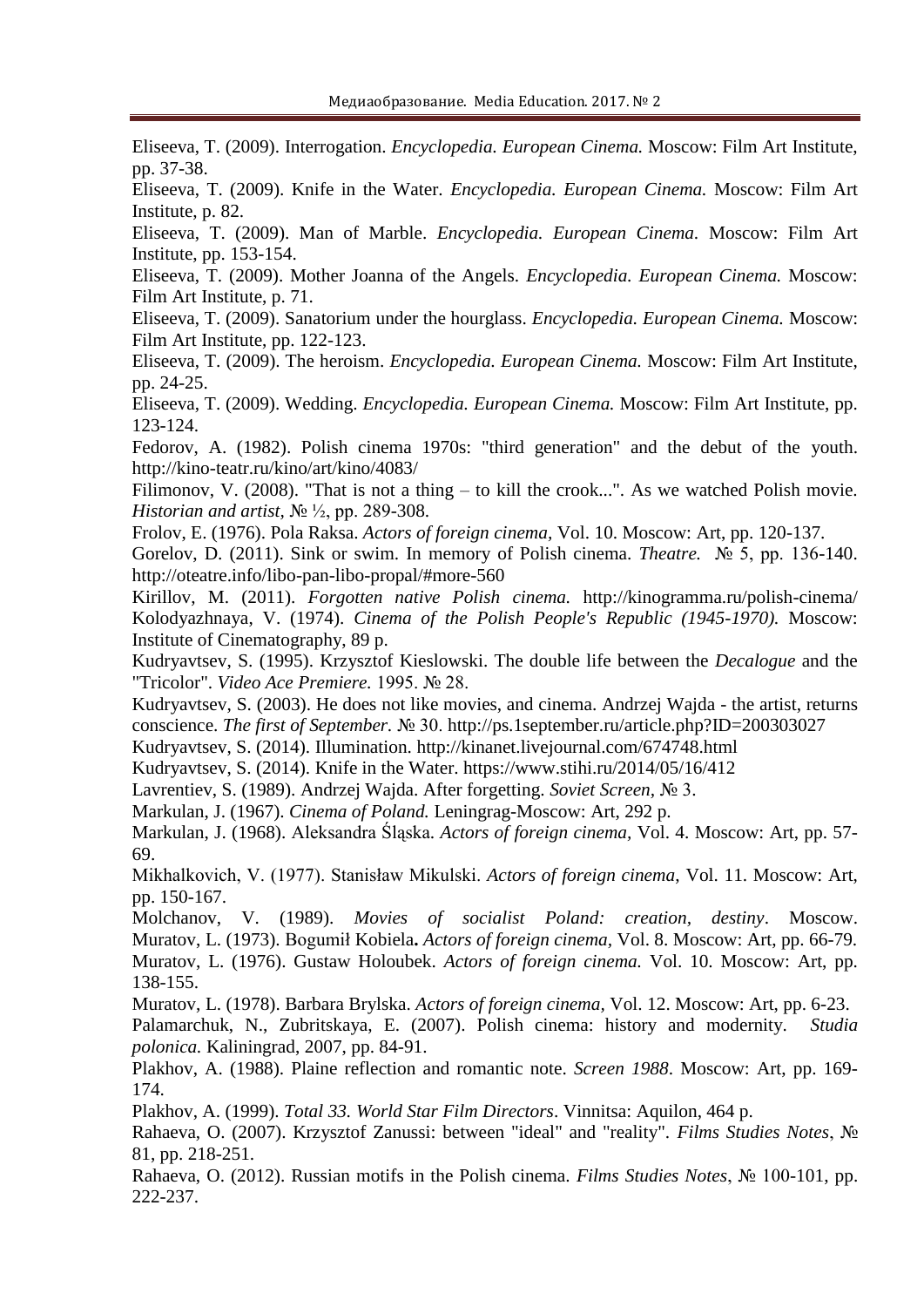Eliseeva, T. (2009). Interrogation. *Encyclopedia. European Cinema.* Moscow: Film Art Institute, pp. 37-38.

Eliseeva, T. (2009). Knife in the Water. *Encyclopedia. European Cinema.* Moscow: Film Art Institute, p. 82.

Eliseeva, T. (2009). Man of Marble. *Encyclopedia. European Cinema.* Moscow: Film Art Institute, pp. 153-154.

Eliseeva, T. (2009). Mother Joanna of the Angels. *Encyclopedia. European Cinema.* Moscow: Film Art Institute, p. 71.

Eliseeva, T. (2009). Sanatorium under the hourglass. *Encyclopedia. European Cinema.* Moscow: Film Art Institute, pp. 122-123.

Eliseeva, T. (2009). The heroism. *Encyclopedia. European Cinema.* Moscow: Film Art Institute, pp. 24-25.

Eliseeva, T. (2009). Wedding. *Encyclopedia. European Cinema.* Moscow: Film Art Institute, pp. 123-124.

Fedorov, A. (1982). Polish cinema 1970s: "third generation" and the debut of the youth. http://kino-teatr.ru/kino/art/kino/4083/

Filimonov, V. (2008). "That is not a thing – to kill the crook...". As we watched Polish movie. *Historian and artist*, № ½, pp. 289-308.

Frolov, E. (1976). Pola Raksa. *Actors of foreign cinema*, Vol. 10. Moscow: Art, pp. 120-137.

Gorelov, D. (2011). Sink or swim. In memory of Polish cinema. *Theatre.* № 5, pp. 136-140. http://oteatre.info/libo-pan-libo-propal/#more-560

Kirillov, M. (2011). *Forgotten native Polish cinema.* http://kinogramma.ru/polish-cinema/

Kolodyazhnaya, V. (1974). *Cinema of the Polish People's Republic (1945-1970).* Moscow: Institute of Cinematography, 89 p.

Kudryavtsev, S. (1995). Krzysztof Kieslowski. The double life between the *Decalogue* and the "Tricolor". *Video Ace Premiere.* 1995. № 28.

Kudryavtsev, S. (2003). He does not like movies, and cinema. Andrzej Wajda - the artist, returns conscience. *The first of September.* № 30. http://ps.1september.ru/article.php?ID=200303027

Kudryavtsev, S. (2014). Illumination. http://kinanet.livejournal.com/674748.html

Kudryavtsev, S. (2014). Knife in the Water. https://www.stihi.ru/2014/05/16/412

Lavrentiev, S. (1989). Andrzej Wajda. After forgetting. *Soviet Screen*, № 3.

Markulan, J. (1967). *Cinema of Poland.* Leningrag-Moscow: Art, 292 p.

Markulan, J. (1968). Aleksandra Śląska. *Actors of foreign cinema,* Vol. 4. Moscow: Art, pp. 57-69.

Mikhalkovich, V. (1977). Stanisław Mikulski. *Actors of foreign cinema*, Vol. 11. Moscow: Art, pp. 150-167.

Molchanov, V. (1989). *Movies of socialist Poland: creation, destiny*. Moscow.

Muratov, L. (1973). Bogumił Kobiela**.** *Actors of foreign cinema,* Vol. 8. Moscow: Art, pp. 66-79.

Muratov, L. (1976). Gustaw Holoubek. *Actors of foreign cinema.* Vol. 10. Moscow: Art, pp. 138-155.

Muratov, L. (1978). Barbara Brylska. *Actors of foreign cinema*, Vol. 12. Moscow: Art, pp. 6-23.

Palamarchuk, N., Zubritskaya, E. (2007). Polish cinema: history and modernity. *Studia polonica.* Kaliningrad, 2007, pp. 84-91.

Plakhov, A. (1988). Plaine reflection and romantic note. *Screen 1988*. Moscow: Art, pp. 169-174.

Plakhov, A. (1999). *Total 33. World Star Film Directors*. Vinnitsa: Aquilon, 464 p.

Rahaeva, O. (2007). Krzysztof Zanussi: between "ideal" and "reality". *Films Studies Notes*, № 81, pp. 218-251.

Rahaeva, O. (2012). Russian motifs in the Polish cinema. *Films Studies Notes*, № 100-101, pp. 222-237.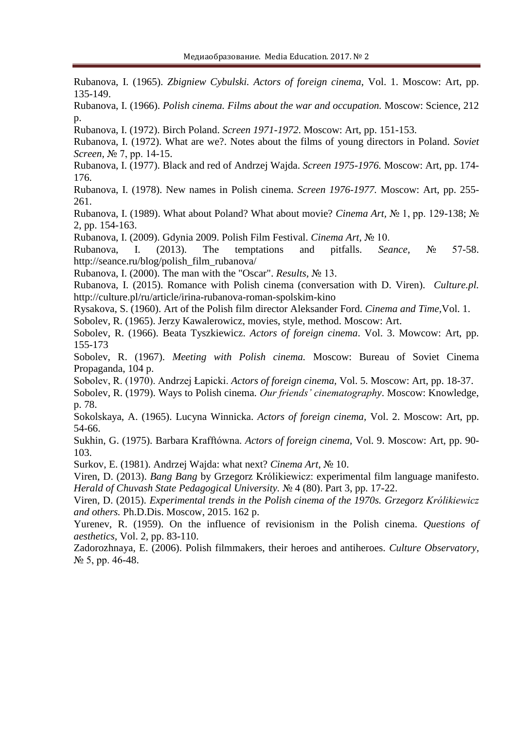Rubanova, I. (1965). *Zbigniew Cybulski. Actors of foreign cinema*, Vol. 1. Moscow: Art, pp. 135-149.

Rubanova, I. (1966). *Polish cinema. Films about the war and occupation.* Moscow: Science, 212 p.

Rubanova, I. (1972). Birch Poland. *Screen 1971-1972*. Moscow: Art, pp. 151-153.

Rubanova, I. (1972). What are we?. Notes about the films of young directors in Poland. *Soviet Screen*, № 7, pp. 14-15.

Rubanova, I. (1977). Black and red of Andrzej Wajda. *Screen 1975-1976*. Moscow: Art, pp. 174-176.

Rubanova, I. (1978). New names in Polish cinema. *Screen 1976-1977*. Moscow: Art, pp. 255-261.

Rubanova, I. (1989). What about Poland? What about movie? *Cinema Art*, № 1, pp. 129-138; № 2, pp. 154-163.

Rubanova, I. (2009). Gdynia 2009. Polish Film Festival. *Cinema Art*, № 10.

Rubanova, I. (2013). The temptations and pitfalls. *Seance*, № 57-58. http://seance.ru/blog/polish_film_rubanova/

Rubanova, I. (2000). The man with the "Oscar". *Results*, № 13.

Rubanova, I. (2015). Romance with Polish cinema (conversation with D. Viren). *Culture.pl.* http://culture.pl/ru/article/irina-rubanova-roman-spolskim-kino

Rysakova, S. (1960). Art of the Polish film director Aleksander Ford. *Cinema and Time*,Vol. 1.

Sobolev, R. (1965). Jerzy Kawalerowicz, movies, style, method. Moscow: Art.

Sobolev, R. (1966). Beata Tyszkiewicz. *Actors of foreign cinema*. Vol. 3. Mowcow: Art, pp. 155-173

Sobolev, R. (1967). *Meeting with Polish cinema.* Moscow: Bureau of Soviet Cinema Propaganda, 104 p.

Sobolev, R. (1970). Andrzej Łapicki. *Actors of foreign cinema*, Vol. 5. Moscow: Art, pp. 18-37.

Sobolev, R. (1979). Ways to Polish cinema. *Our friends' cinematography*. Moscow: Knowledge, p. 78.

Sokolskaya, A. (1965). Lucyna Winnicka. *Actors of foreign cinema*, Vol. 2. Moscow: Art, pp. 54-66.

Sukhin, G. (1975). Barbara Krafftówna. *Actors of foreign cinema*, Vol. 9. Moscow: Art, pp. 90-103.

Surkov, E. (1981). Andrzej Wajda: what next? *Cinema Art*, № 10.

Viren, D. (2013). *Bang Bang* by Grzegorz Królikiewicz: experimental film language manifesto. *Herald of Chuvash State Pedagogical University.* № 4 (80). Part 3, pp. 17-22.

Viren, D. (2015). *Experimental trends in the Polish cinema of the 1970s. Grzegorz Królikiewicz and others.* Ph.D.Dis. Moscow, 2015. 162 p.

Yurenev, R. (1959). On the influence of revisionism in the Polish cinema. *Questions of aesthetics*, Vol. 2, pp. 83-110.

Zadorozhnaya, E. (2006). Polish filmmakers, their heroes and antiheroes. *Culture Observatory*, № 5, pp. 46-48.